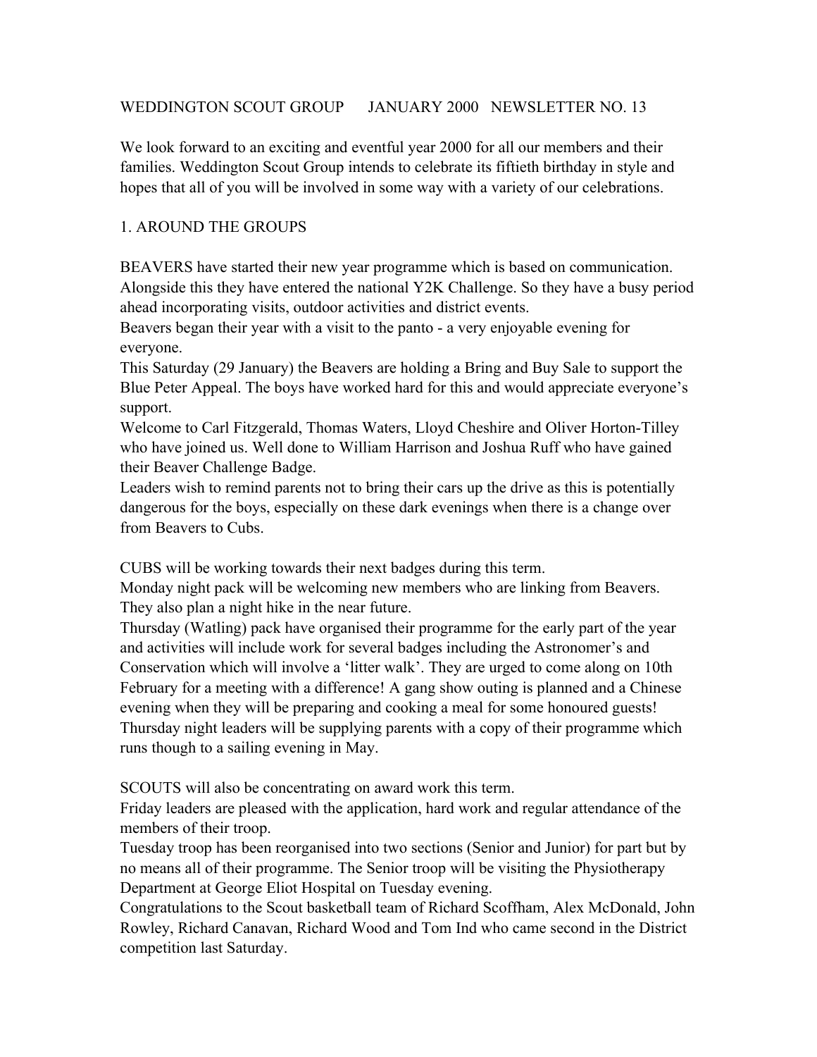# WEDDINGTON SCOUT GROUP JANUARY 2000 NEWSLETTER NO. 13

We look forward to an exciting and eventful year 2000 for all our members and their families. Weddington Scout Group intends to celebrate its fiftieth birthday in style and hopes that all of you will be involved in some way with a variety of our celebrations.

## 1. AROUND THE GROUPS

BEAVERS have started their new year programme which is based on communication. Alongside this they have entered the national Y2K Challenge. So they have a busy period ahead incorporating visits, outdoor activities and district events.
Beavers began their year with a visit to the panto - a very enjoyable evening for everyone.
This Saturday (29 January) the Beavers are holding a Bring and Buy Sale to support the Blue Peter Appeal. The boys have worked hard for this and would appreciate everyone's support.
Welcome to Carl Fitzgerald, Thomas Waters, Lloyd Cheshire and Oliver Horton-Tilley who have joined us. Well done to William Harrison and Joshua Ruff who have gained their Beaver Challenge Badge.
Leaders wish to remind parents not to bring their cars up the drive as this is potentially dangerous for the boys, especially on these dark evenings when there is a change over from Beavers to Cubs.

CUBS will be working towards their next badges during this term.
Monday night pack will be welcoming new members who are linking from Beavers. They also plan a night hike in the near future.
Thursday (Watling) pack have organised their programme for the early part of the year and activities will include work for several badges including the Astronomer's and Conservation which will involve a 'litter walk'. They are urged to come along on 10th February for a meeting with a difference! A gang show outing is planned and a Chinese evening when they will be preparing and cooking a meal for some honoured guests! Thursday night leaders will be supplying parents with a copy of their programme which runs though to a sailing evening in May.

SCOUTS will also be concentrating on award work this term.
Friday leaders are pleased with the application, hard work and regular attendance of the members of their troop.
Tuesday troop has been reorganised into two sections (Senior and Junior) for part but by no means all of their programme. The Senior troop will be visiting the Physiotherapy Department at George Eliot Hospital on Tuesday evening.
Congratulations to the Scout basketball team of Richard Scoffham, Alex McDonald, John Rowley, Richard Canavan, Richard Wood and Tom Ind who came second in the District competition last Saturday.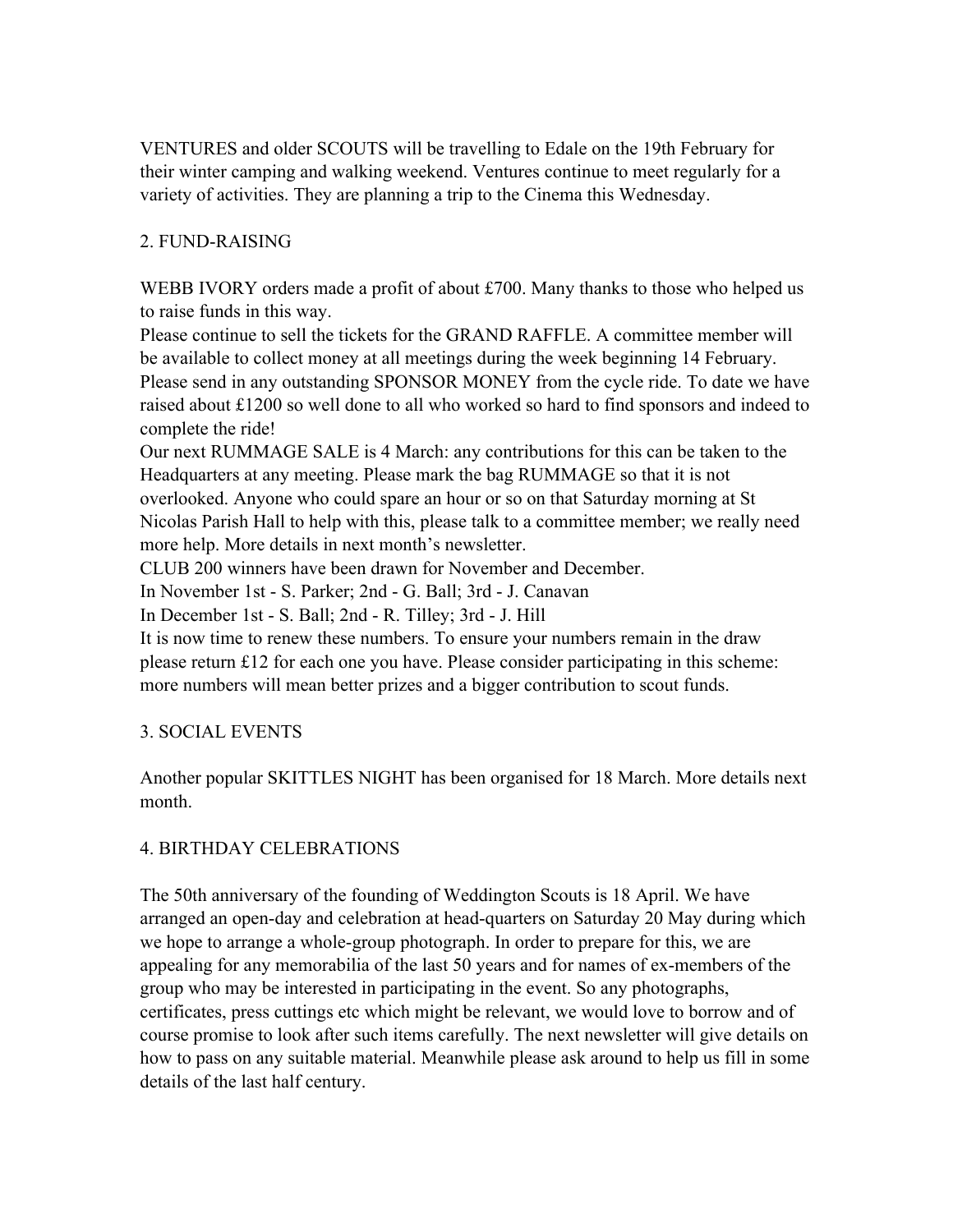VENTURES and older SCOUTS will be travelling to Edale on the 19th February for their winter camping and walking weekend. Ventures continue to meet regularly for a variety of activities. They are planning a trip to the Cinema this Wednesday.

## 2. FUND-RAISING

WEBB IVORY orders made a profit of about £700. Many thanks to those who helped us to raise funds in this way.

Please continue to sell the tickets for the GRAND RAFFLE. A committee member will be available to collect money at all meetings during the week beginning 14 February.

Please send in any outstanding SPONSOR MONEY from the cycle ride. To date we have raised about £1200 so well done to all who worked so hard to find sponsors and indeed to complete the ride!

Our next RUMMAGE SALE is 4 March: any contributions for this can be taken to the Headquarters at any meeting. Please mark the bag RUMMAGE so that it is not overlooked. Anyone who could spare an hour or so on that Saturday morning at St Nicolas Parish Hall to help with this, please talk to a committee member; we really need more help. More details in next month's newsletter.

CLUB 200 winners have been drawn for November and December.

In November 1st - S. Parker; 2nd - G. Ball; 3rd - J. Canavan

In December 1st - S. Ball; 2nd - R. Tilley; 3rd - J. Hill

It is now time to renew these numbers. To ensure your numbers remain in the draw please return £12 for each one you have. Please consider participating in this scheme: more numbers will mean better prizes and a bigger contribution to scout funds.

## 3. SOCIAL EVENTS

Another popular SKITTLES NIGHT has been organised for 18 March. More details next month.

## 4. BIRTHDAY CELEBRATIONS

The 50th anniversary of the founding of Weddington Scouts is 18 April. We have arranged an open-day and celebration at head-quarters on Saturday 20 May during which we hope to arrange a whole-group photograph. In order to prepare for this, we are appealing for any memorabilia of the last 50 years and for names of ex-members of the group who may be interested in participating in the event. So any photographs, certificates, press cuttings etc which might be relevant, we would love to borrow and of course promise to look after such items carefully. The next newsletter will give details on how to pass on any suitable material. Meanwhile please ask around to help us fill in some details of the last half century.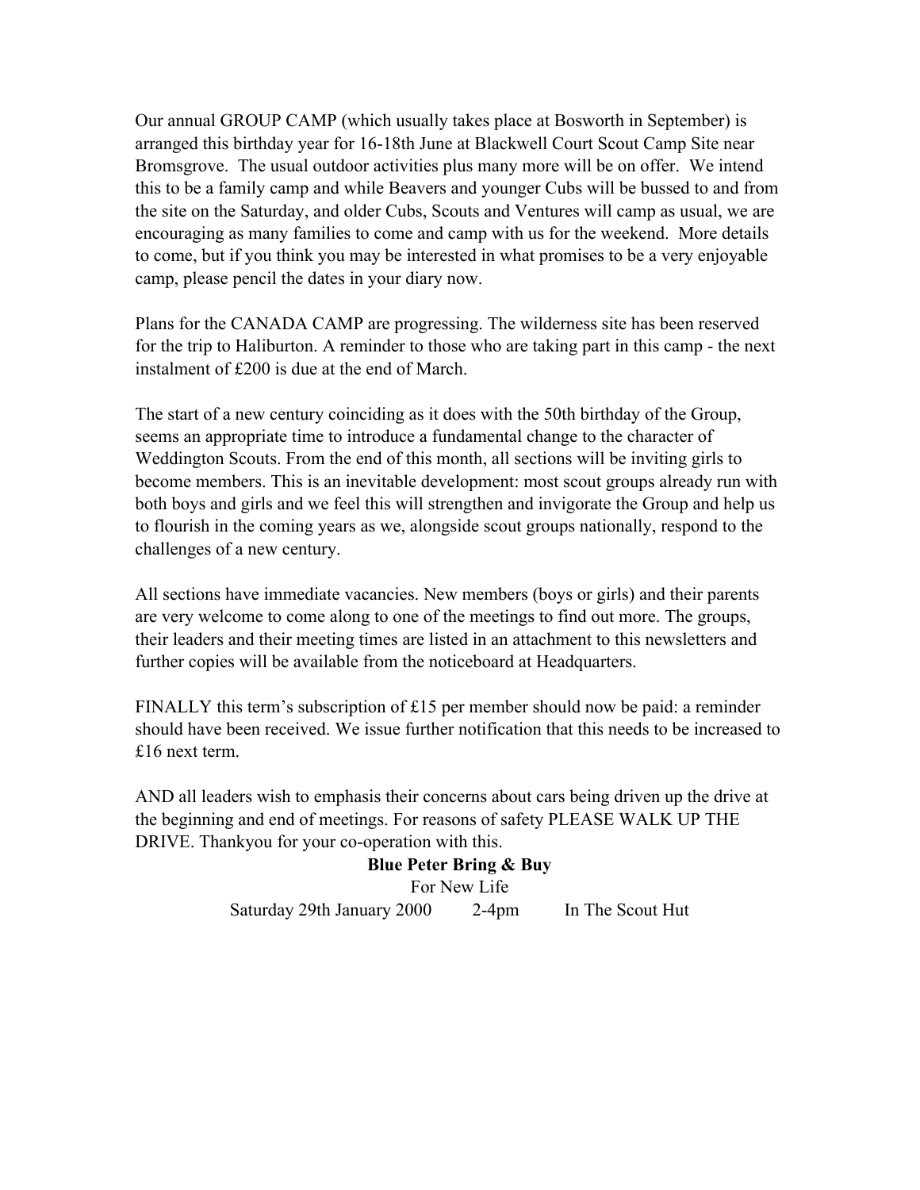Our annual GROUP CAMP (which usually takes place at Bosworth in September) is arranged this birthday year for 16-18th June at Blackwell Court Scout Camp Site near Bromsgrove. The usual outdoor activities plus many more will be on offer. We intend this to be a family camp and while Beavers and younger Cubs will be bussed to and from the site on the Saturday, and older Cubs, Scouts and Ventures will camp as usual, we are encouraging as many families to come and camp with us for the weekend. More details to come, but if you think you may be interested in what promises to be a very enjoyable camp, please pencil the dates in your diary now.

Plans for the CANADA CAMP are progressing. The wilderness site has been reserved for the trip to Haliburton. A reminder to those who are taking part in this camp - the next instalment of £200 is due at the end of March.

The start of a new century coinciding as it does with the 50th birthday of the Group, seems an appropriate time to introduce a fundamental change to the character of Weddington Scouts. From the end of this month, all sections will be inviting girls to become members. This is an inevitable development: most scout groups already run with both boys and girls and we feel this will strengthen and invigorate the Group and help us to flourish in the coming years as we, alongside scout groups nationally, respond to the challenges of a new century.

All sections have immediate vacancies. New members (boys or girls) and their parents are very welcome to come along to one of the meetings to find out more. The groups, their leaders and their meeting times are listed in an attachment to this newsletters and further copies will be available from the noticeboard at Headquarters.

FINALLY this term's subscription of £15 per member should now be paid: a reminder should have been received. We issue further notification that this needs to be increased to £16 next term.

AND all leaders wish to emphasis their concerns about cars being driven up the drive at the beginning and end of meetings. For reasons of safety PLEASE WALK UP THE DRIVE. Thankyou for your co-operation with this.

**Blue Peter Bring & Buy**

For New Life

Saturday 29th January 2000 2-4pm In The Scout Hut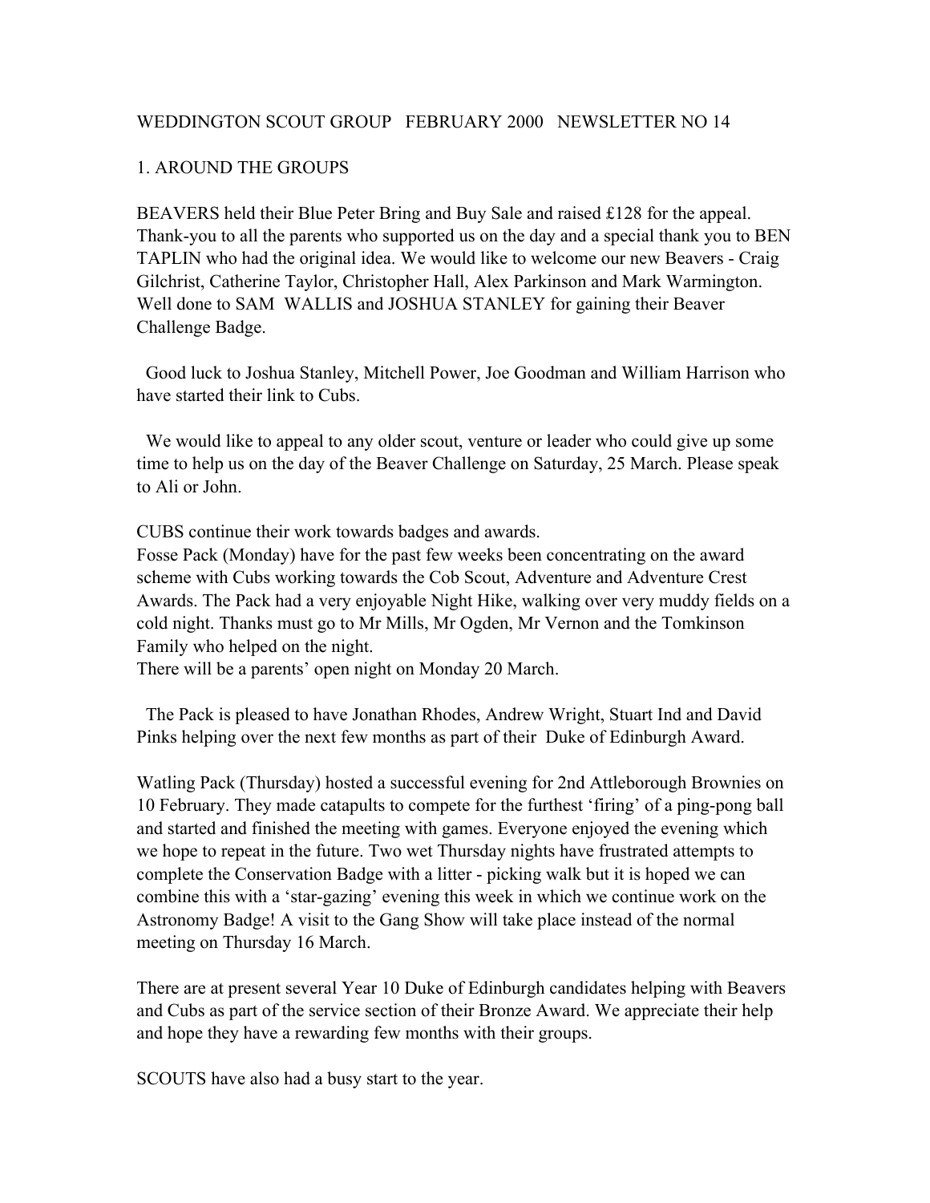WEDDINGTON SCOUT GROUP FEBRUARY 2000 NEWSLETTER NO 14

## 1. AROUND THE GROUPS

BEAVERS held their Blue Peter Bring and Buy Sale and raised £128 for the appeal. Thank-you to all the parents who supported us on the day and a special thank you to BEN TAPLIN who had the original idea. We would like to welcome our new Beavers - Craig Gilchrist, Catherine Taylor, Christopher Hall, Alex Parkinson and Mark Warmington. Well done to SAM WALLIS and JOSHUA STANLEY for gaining their Beaver Challenge Badge.

Good luck to Joshua Stanley, Mitchell Power, Joe Goodman and William Harrison who have started their link to Cubs.

We would like to appeal to any older scout, venture or leader who could give up some time to help us on the day of the Beaver Challenge on Saturday, 25 March. Please speak to Ali or John.

CUBS continue their work towards badges and awards.
Fosse Pack (Monday) have for the past few weeks been concentrating on the award scheme with Cubs working towards the Cob Scout, Adventure and Adventure Crest Awards. The Pack had a very enjoyable Night Hike, walking over very muddy fields on a cold night. Thanks must go to Mr Mills, Mr Ogden, Mr Vernon and the Tomkinson Family who helped on the night.
There will be a parents' open night on Monday 20 March.

The Pack is pleased to have Jonathan Rhodes, Andrew Wright, Stuart Ind and David Pinks helping over the next few months as part of their Duke of Edinburgh Award.

Watling Pack (Thursday) hosted a successful evening for 2nd Attleborough Brownies on 10 February. They made catapults to compete for the furthest 'firing' of a ping-pong ball and started and finished the meeting with games. Everyone enjoyed the evening which we hope to repeat in the future. Two wet Thursday nights have frustrated attempts to complete the Conservation Badge with a litter - picking walk but it is hoped we can combine this with a 'star-gazing' evening this week in which we continue work on the Astronomy Badge! A visit to the Gang Show will take place instead of the normal meeting on Thursday 16 March.

There are at present several Year 10 Duke of Edinburgh candidates helping with Beavers and Cubs as part of the service section of their Bronze Award. We appreciate their help and hope they have a rewarding few months with their groups.

SCOUTS have also had a busy start to the year.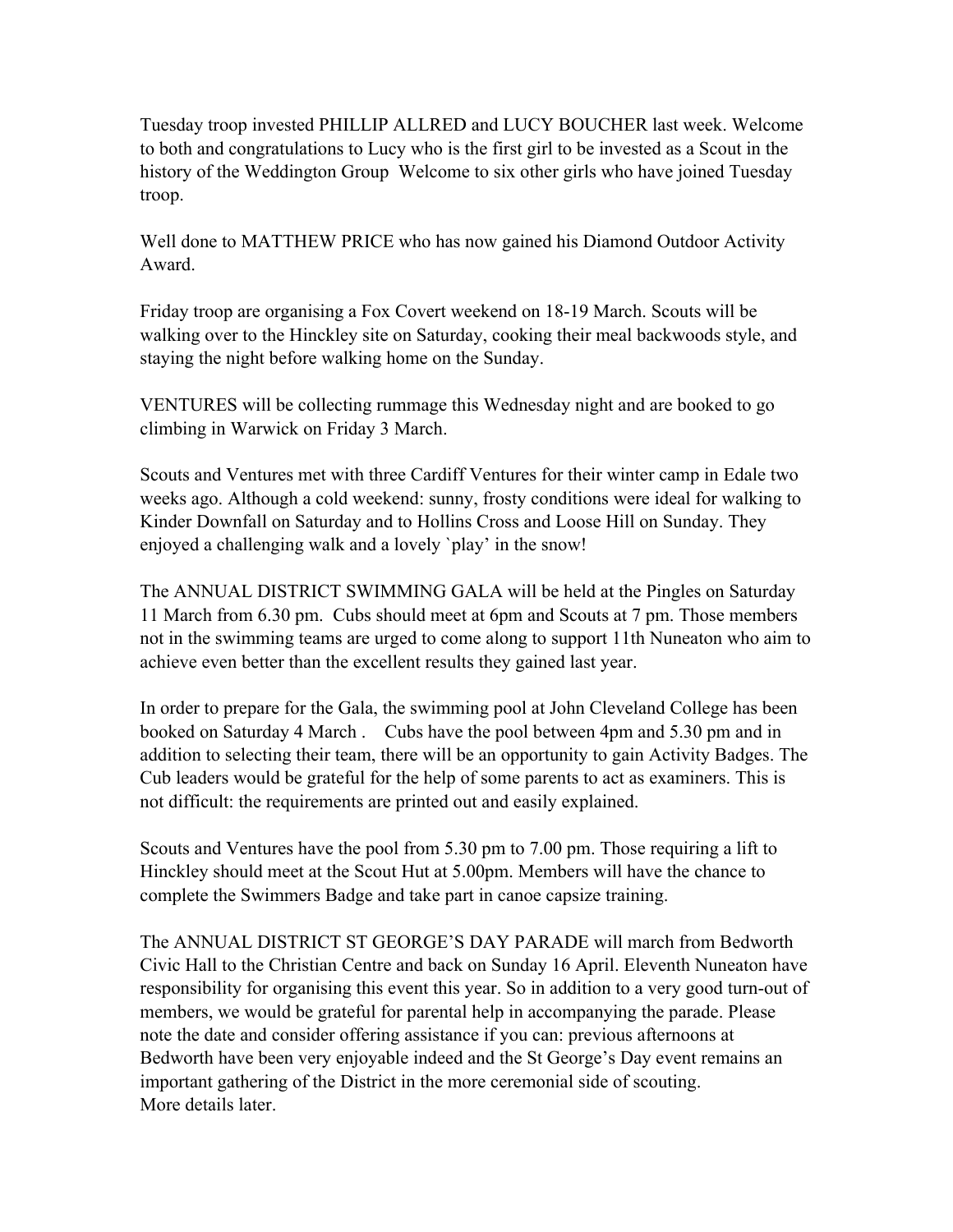Tuesday troop invested PHILLIP ALLRED and LUCY BOUCHER last week. Welcome to both and congratulations to Lucy who is the first girl to be invested as a Scout in the history of the Weddington Group Welcome to six other girls who have joined Tuesday troop.

Well done to MATTHEW PRICE who has now gained his Diamond Outdoor Activity Award.

Friday troop are organising a Fox Covert weekend on 18-19 March. Scouts will be walking over to the Hinckley site on Saturday, cooking their meal backwoods style, and staying the night before walking home on the Sunday.

VENTURES will be collecting rummage this Wednesday night and are booked to go climbing in Warwick on Friday 3 March.

Scouts and Ventures met with three Cardiff Ventures for their winter camp in Edale two weeks ago. Although a cold weekend: sunny, frosty conditions were ideal for walking to Kinder Downfall on Saturday and to Hollins Cross and Loose Hill on Sunday. They enjoyed a challenging walk and a lovely `play' in the snow!

The ANNUAL DISTRICT SWIMMING GALA will be held at the Pingles on Saturday 11 March from 6.30 pm. Cubs should meet at 6pm and Scouts at 7 pm. Those members not in the swimming teams are urged to come along to support 11th Nuneaton who aim to achieve even better than the excellent results they gained last year.

In order to prepare for the Gala, the swimming pool at John Cleveland College has been booked on Saturday 4 March . Cubs have the pool between 4pm and 5.30 pm and in addition to selecting their team, there will be an opportunity to gain Activity Badges. The Cub leaders would be grateful for the help of some parents to act as examiners. This is not difficult: the requirements are printed out and easily explained.

Scouts and Ventures have the pool from 5.30 pm to 7.00 pm. Those requiring a lift to Hinckley should meet at the Scout Hut at 5.00pm. Members will have the chance to complete the Swimmers Badge and take part in canoe capsize training.

The ANNUAL DISTRICT ST GEORGE'S DAY PARADE will march from Bedworth Civic Hall to the Christian Centre and back on Sunday 16 April. Eleventh Nuneaton have responsibility for organising this event this year. So in addition to a very good turn-out of members, we would be grateful for parental help in accompanying the parade. Please note the date and consider offering assistance if you can: previous afternoons at Bedworth have been very enjoyable indeed and the St George's Day event remains an important gathering of the District in the more ceremonial side of scouting.
More details later.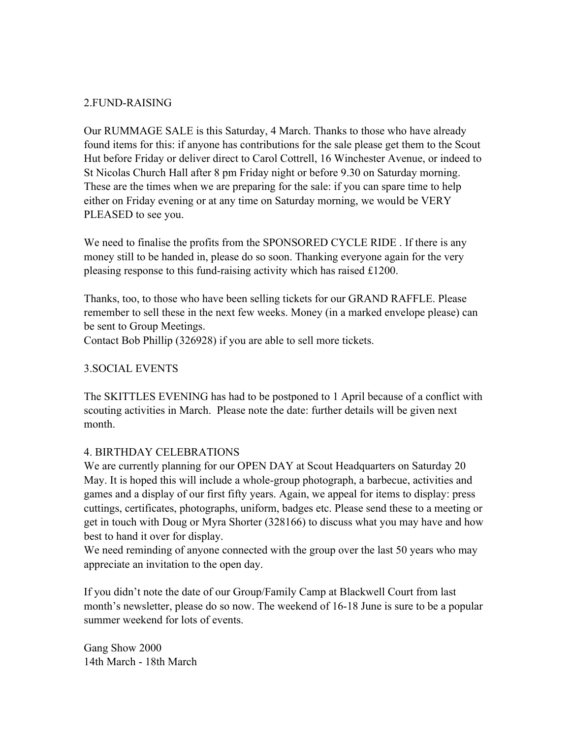## 2.FUND-RAISING

Our RUMMAGE SALE is this Saturday, 4 March. Thanks to those who have already found items for this: if anyone has contributions for the sale please get them to the Scout Hut before Friday or deliver direct to Carol Cottrell, 16 Winchester Avenue, or indeed to St Nicolas Church Hall after 8 pm Friday night or before 9.30 on Saturday morning. These are the times when we are preparing for the sale: if you can spare time to help either on Friday evening or at any time on Saturday morning, we would be VERY PLEASED to see you.

We need to finalise the profits from the SPONSORED CYCLE RIDE . If there is any money still to be handed in, please do so soon. Thanking everyone again for the very pleasing response to this fund-raising activity which has raised £1200.

Thanks, too, to those who have been selling tickets for our GRAND RAFFLE. Please remember to sell these in the next few weeks. Money (in a marked envelope please) can be sent to Group Meetings.
Contact Bob Phillip (326928) if you are able to sell more tickets.

## 3.SOCIAL EVENTS

The SKITTLES EVENING has had to be postponed to 1 April because of a conflict with scouting activities in March. Please note the date: further details will be given next month.

## 4. BIRTHDAY CELEBRATIONS

We are currently planning for our OPEN DAY at Scout Headquarters on Saturday 20 May. It is hoped this will include a whole-group photograph, a barbecue, activities and games and a display of our first fifty years. Again, we appeal for items to display: press cuttings, certificates, photographs, uniform, badges etc. Please send these to a meeting or get in touch with Doug or Myra Shorter (328166) to discuss what you may have and how best to hand it over for display.
We need reminding of anyone connected with the group over the last 50 years who may appreciate an invitation to the open day.

If you didn't note the date of our Group/Family Camp at Blackwell Court from last month's newsletter, please do so now. The weekend of 16-18 June is sure to be a popular summer weekend for lots of events.

Gang Show 2000
14th March - 18th March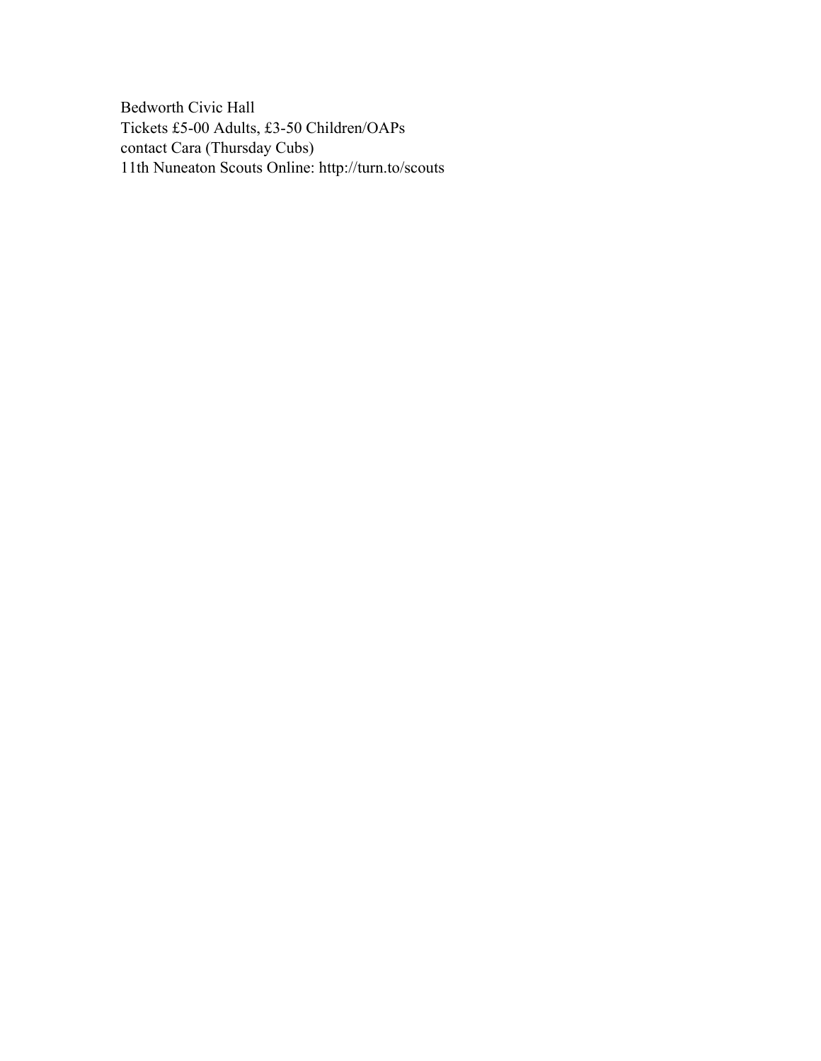Bedworth Civic Hall
Tickets £5-00 Adults, £3-50 Children/OAPs
contact Cara (Thursday Cubs)
11th Nuneaton Scouts Online: http://turn.to/scouts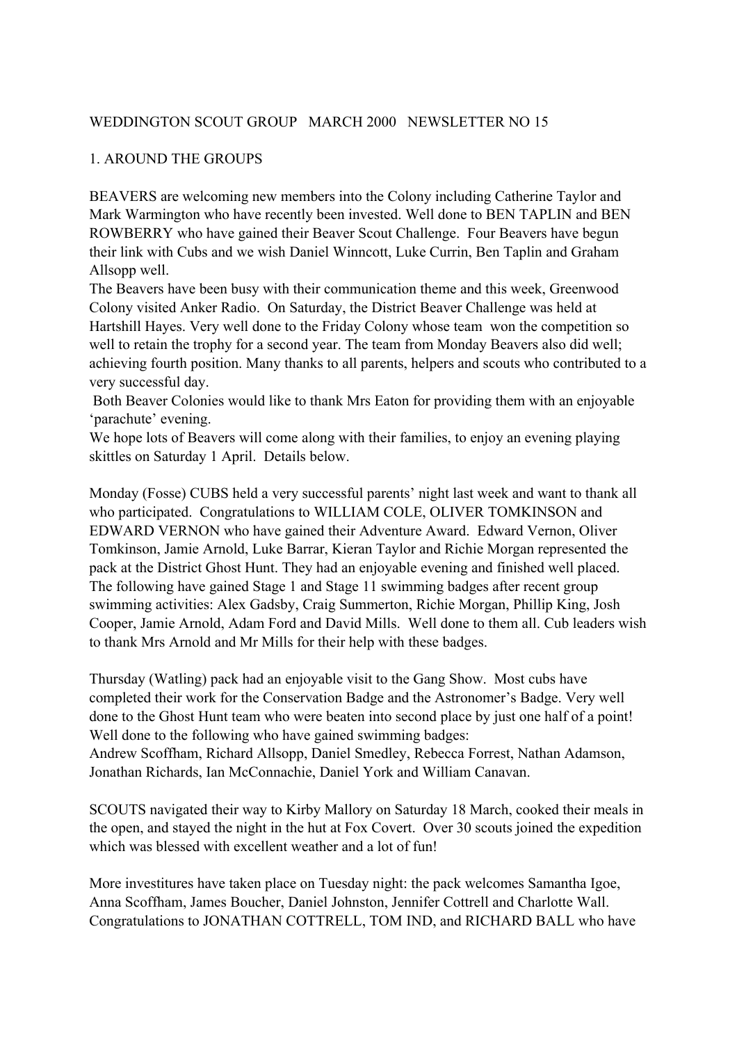WEDDINGTON SCOUT GROUP   MARCH 2000   NEWSLETTER NO 15

1. AROUND THE GROUPS

BEAVERS are welcoming new members into the Colony including Catherine Taylor and Mark Warmington who have recently been invested. Well done to BEN TAPLIN and BEN ROWBERRY who have gained their Beaver Scout Challenge. Four Beavers have begun their link with Cubs and we wish Daniel Winncott, Luke Currin, Ben Taplin and Graham Allsopp well.
The Beavers have been busy with their communication theme and this week, Greenwood Colony visited Anker Radio. On Saturday, the District Beaver Challenge was held at Hartshill Hayes. Very well done to the Friday Colony whose team won the competition so well to retain the trophy for a second year. The team from Monday Beavers also did well; achieving fourth position. Many thanks to all parents, helpers and scouts who contributed to a very successful day.
Both Beaver Colonies would like to thank Mrs Eaton for providing them with an enjoyable 'parachute' evening.
We hope lots of Beavers will come along with their families, to enjoy an evening playing skittles on Saturday 1 April. Details below.

Monday (Fosse) CUBS held a very successful parents' night last week and want to thank all who participated. Congratulations to WILLIAM COLE, OLIVER TOMKINSON and EDWARD VERNON who have gained their Adventure Award. Edward Vernon, Oliver Tomkinson, Jamie Arnold, Luke Barrar, Kieran Taylor and Richie Morgan represented the pack at the District Ghost Hunt. They had an enjoyable evening and finished well placed. The following have gained Stage 1 and Stage 11 swimming badges after recent group swimming activities: Alex Gadsby, Craig Summerton, Richie Morgan, Phillip King, Josh Cooper, Jamie Arnold, Adam Ford and David Mills. Well done to them all. Cub leaders wish to thank Mrs Arnold and Mr Mills for their help with these badges.

Thursday (Watling) pack had an enjoyable visit to the Gang Show. Most cubs have completed their work for the Conservation Badge and the Astronomer's Badge. Very well done to the Ghost Hunt team who were beaten into second place by just one half of a point! Well done to the following who have gained swimming badges:
Andrew Scoffham, Richard Allsopp, Daniel Smedley, Rebecca Forrest, Nathan Adamson, Jonathan Richards, Ian McConnachie, Daniel York and William Canavan.

SCOUTS navigated their way to Kirby Mallory on Saturday 18 March, cooked their meals in the open, and stayed the night in the hut at Fox Covert. Over 30 scouts joined the expedition which was blessed with excellent weather and a lot of fun!

More investitures have taken place on Tuesday night: the pack welcomes Samantha Igoe, Anna Scoffham, James Boucher, Daniel Johnston, Jennifer Cottrell and Charlotte Wall. Congratulations to JONATHAN COTTRELL, TOM IND, and RICHARD BALL who have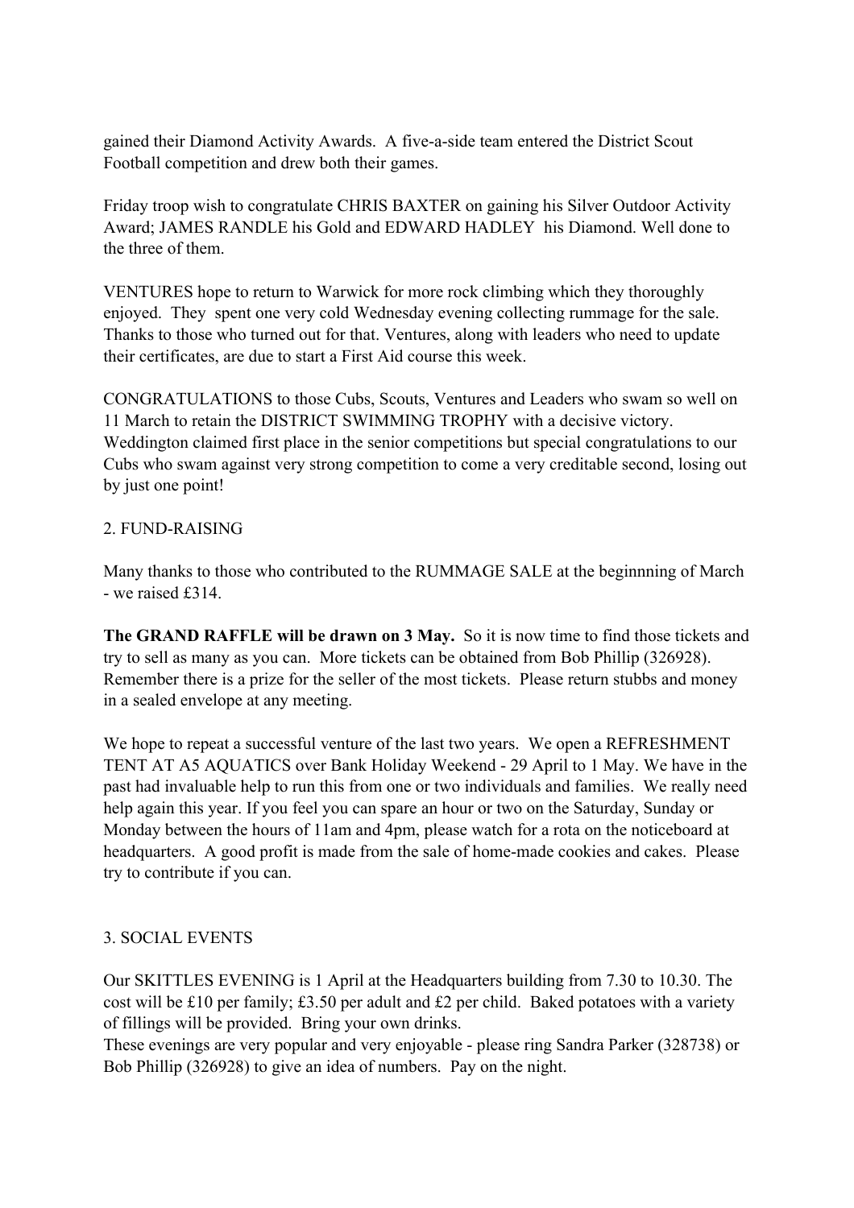gained their Diamond Activity Awards. A five-a-side team entered the District Scout Football competition and drew both their games.

Friday troop wish to congratulate CHRIS BAXTER on gaining his Silver Outdoor Activity Award; JAMES RANDLE his Gold and EDWARD HADLEY his Diamond. Well done to the three of them.

VENTURES hope to return to Warwick for more rock climbing which they thoroughly enjoyed. They spent one very cold Wednesday evening collecting rummage for the sale. Thanks to those who turned out for that. Ventures, along with leaders who need to update their certificates, are due to start a First Aid course this week.

CONGRATULATIONS to those Cubs, Scouts, Ventures and Leaders who swam so well on 11 March to retain the DISTRICT SWIMMING TROPHY with a decisive victory. Weddington claimed first place in the senior competitions but special congratulations to our Cubs who swam against very strong competition to come a very creditable second, losing out by just one point!

## 2. FUND-RAISING

Many thanks to those who contributed to the RUMMAGE SALE at the beginnning of March - we raised £314.

**The GRAND RAFFLE will be drawn on 3 May.** So it is now time to find those tickets and try to sell as many as you can. More tickets can be obtained from Bob Phillip (326928). Remember there is a prize for the seller of the most tickets. Please return stubbs and money in a sealed envelope at any meeting.

We hope to repeat a successful venture of the last two years. We open a REFRESHMENT TENT AT A5 AQUATICS over Bank Holiday Weekend - 29 April to 1 May. We have in the past had invaluable help to run this from one or two individuals and families. We really need help again this year. If you feel you can spare an hour or two on the Saturday, Sunday or Monday between the hours of 11am and 4pm, please watch for a rota on the noticeboard at headquarters. A good profit is made from the sale of home-made cookies and cakes. Please try to contribute if you can.

## 3. SOCIAL EVENTS

Our SKITTLES EVENING is 1 April at the Headquarters building from 7.30 to 10.30. The cost will be £10 per family; £3.50 per adult and £2 per child. Baked potatoes with a variety of fillings will be provided. Bring your own drinks.
These evenings are very popular and very enjoyable - please ring Sandra Parker (328738) or Bob Phillip (326928) to give an idea of numbers. Pay on the night.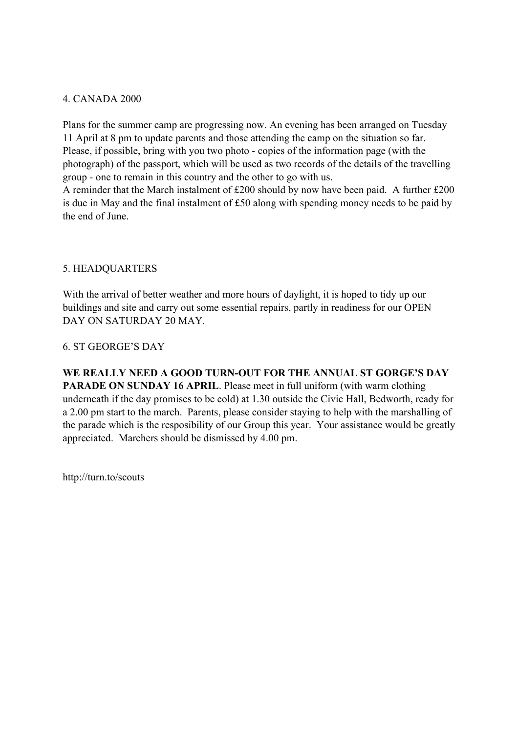## 4. CANADA 2000

Plans for the summer camp are progressing now. An evening has been arranged on Tuesday 11 April at 8 pm to update parents and those attending the camp on the situation so far. Please, if possible, bring with you two photo - copies of the information page (with the photograph) of the passport, which will be used as two records of the details of the travelling group - one to remain in this country and the other to go with us.
A reminder that the March instalment of £200 should by now have been paid. A further £200 is due in May and the final instalment of £50 along with spending money needs to be paid by the end of June.

## 5. HEADQUARTERS

With the arrival of better weather and more hours of daylight, it is hoped to tidy up our buildings and site and carry out some essential repairs, partly in readiness for our OPEN DAY ON SATURDAY 20 MAY.

## 6. ST GEORGE'S DAY

**WE REALLY NEED A GOOD TURN-OUT FOR THE ANNUAL ST GORGE'S DAY PARADE ON SUNDAY 16 APRIL**. Please meet in full uniform (with warm clothing underneath if the day promises to be cold) at 1.30 outside the Civic Hall, Bedworth, ready for a 2.00 pm start to the march. Parents, please consider staying to help with the marshalling of the parade which is the resposibility of our Group this year. Your assistance would be greatly appreciated. Marchers should be dismissed by 4.00 pm.

http://turn.to/scouts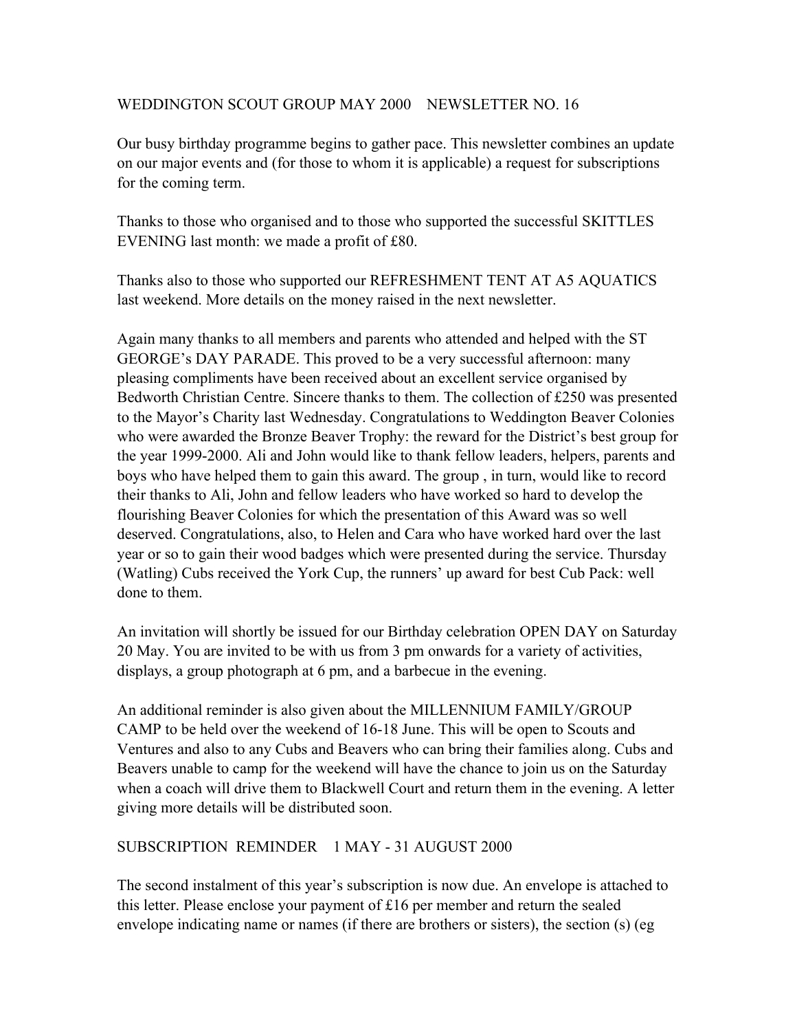WEDDINGTON SCOUT GROUP MAY 2000 NEWSLETTER NO. 16

Our busy birthday programme begins to gather pace. This newsletter combines an update on our major events and (for those to whom it is applicable) a request for subscriptions for the coming term.

Thanks to those who organised and to those who supported the successful SKITTLES EVENING last month: we made a profit of £80.

Thanks also to those who supported our REFRESHMENT TENT AT A5 AQUATICS last weekend. More details on the money raised in the next newsletter.

Again many thanks to all members and parents who attended and helped with the ST GEORGE's DAY PARADE. This proved to be a very successful afternoon: many pleasing compliments have been received about an excellent service organised by Bedworth Christian Centre. Sincere thanks to them. The collection of £250 was presented to the Mayor's Charity last Wednesday. Congratulations to Weddington Beaver Colonies who were awarded the Bronze Beaver Trophy: the reward for the District's best group for the year 1999-2000. Ali and John would like to thank fellow leaders, helpers, parents and boys who have helped them to gain this award. The group , in turn, would like to record their thanks to Ali, John and fellow leaders who have worked so hard to develop the flourishing Beaver Colonies for which the presentation of this Award was so well deserved. Congratulations, also, to Helen and Cara who have worked hard over the last year or so to gain their wood badges which were presented during the service. Thursday (Watling) Cubs received the York Cup, the runners' up award for best Cub Pack: well done to them.

An invitation will shortly be issued for our Birthday celebration OPEN DAY on Saturday 20 May. You are invited to be with us from 3 pm onwards for a variety of activities, displays, a group photograph at 6 pm, and a barbecue in the evening.

An additional reminder is also given about the MILLENNIUM FAMILY/GROUP CAMP to be held over the weekend of 16-18 June. This will be open to Scouts and Ventures and also to any Cubs and Beavers who can bring their families along. Cubs and Beavers unable to camp for the weekend will have the chance to join us on the Saturday when a coach will drive them to Blackwell Court and return them in the evening. A letter giving more details will be distributed soon.

SUBSCRIPTION REMINDER 1 MAY - 31 AUGUST 2000

The second instalment of this year's subscription is now due. An envelope is attached to this letter. Please enclose your payment of £16 per member and return the sealed envelope indicating name or names (if there are brothers or sisters), the section (s) (eg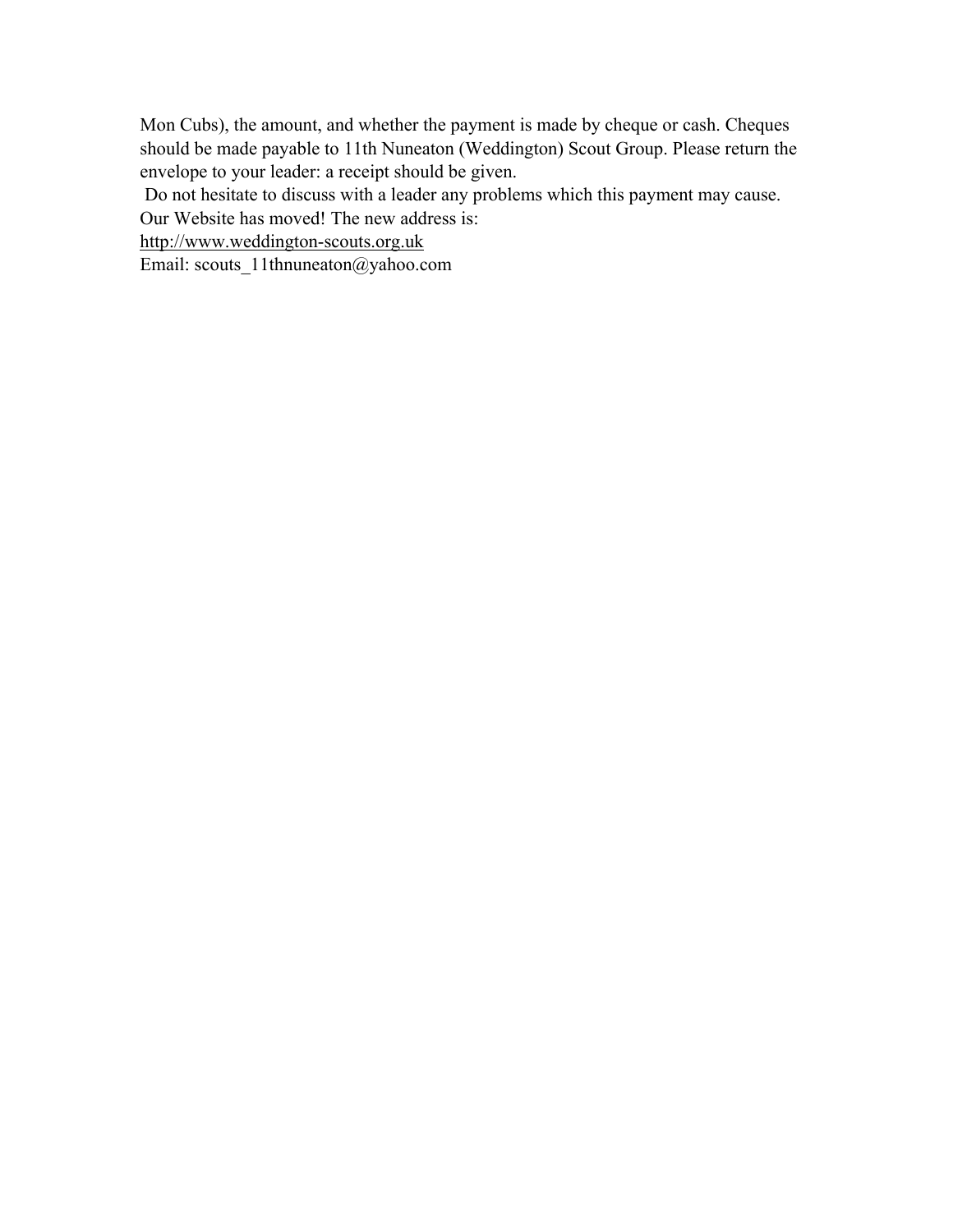Mon Cubs), the amount, and whether the payment is made by cheque or cash. Cheques should be made payable to 11th Nuneaton (Weddington) Scout Group. Please return the envelope to your leader: a receipt should be given.

Do not hesitate to discuss with a leader any problems which this payment may cause.

Our Website has moved! The new address is:

http://www.weddington-scouts.org.uk

Email: scouts_11thnuneaton@yahoo.com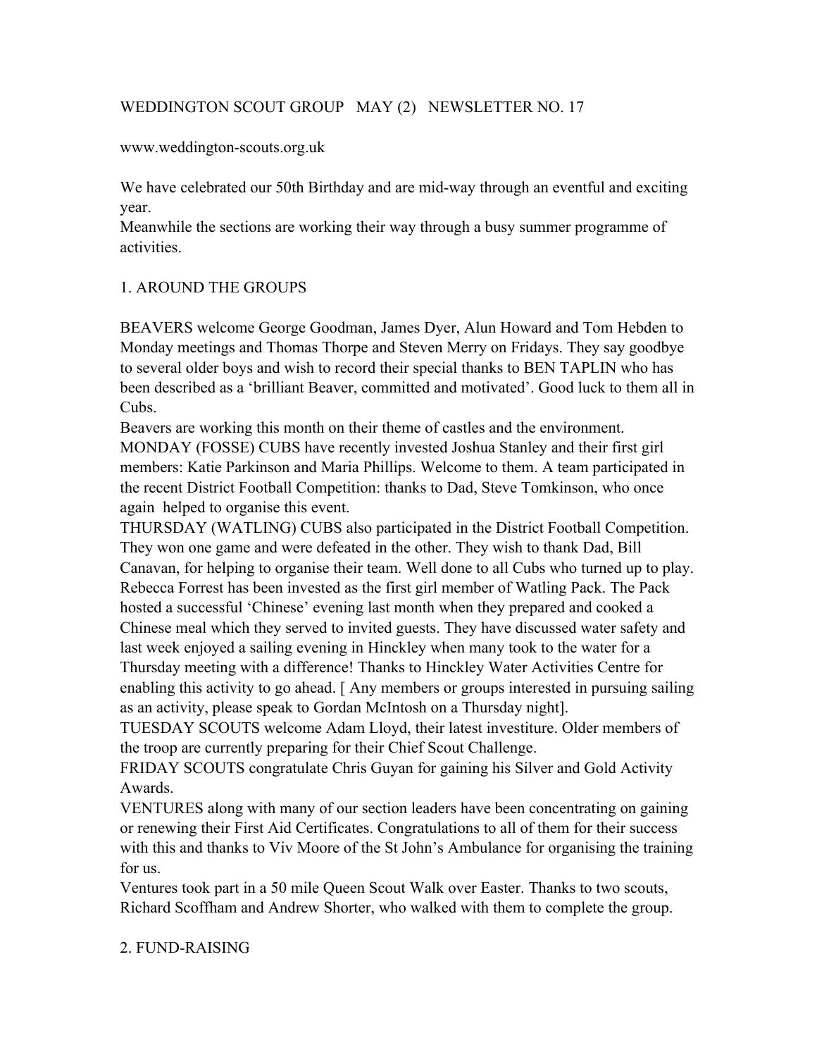WEDDINGTON SCOUT GROUP   MAY (2)   NEWSLETTER NO. 17

www.weddington-scouts.org.uk

We have celebrated our 50th Birthday and are mid-way through an eventful and exciting year.
Meanwhile the sections are working their way through a busy summer programme of activities.

## 1. AROUND THE GROUPS

BEAVERS welcome George Goodman, James Dyer, Alun Howard and Tom Hebden to Monday meetings and Thomas Thorpe and Steven Merry on Fridays. They say goodbye to several older boys and wish to record their special thanks to BEN TAPLIN who has been described as a 'brilliant Beaver, committed and motivated'. Good luck to them all in Cubs.
Beavers are working this month on their theme of castles and the environment.
MONDAY (FOSSE) CUBS have recently invested Joshua Stanley and their first girl members: Katie Parkinson and Maria Phillips. Welcome to them. A team participated in the recent District Football Competition: thanks to Dad, Steve Tomkinson, who once again helped to organise this event.
THURSDAY (WATLING) CUBS also participated in the District Football Competition. They won one game and were defeated in the other. They wish to thank Dad, Bill Canavan, for helping to organise their team. Well done to all Cubs who turned up to play. Rebecca Forrest has been invested as the first girl member of Watling Pack. The Pack hosted a successful 'Chinese' evening last month when they prepared and cooked a Chinese meal which they served to invited guests. They have discussed water safety and last week enjoyed a sailing evening in Hinckley when many took to the water for a Thursday meeting with a difference! Thanks to Hinckley Water Activities Centre for enabling this activity to go ahead. [ Any members or groups interested in pursuing sailing as an activity, please speak to Gordan McIntosh on a Thursday night].
TUESDAY SCOUTS welcome Adam Lloyd, their latest investiture. Older members of the troop are currently preparing for their Chief Scout Challenge.
FRIDAY SCOUTS congratulate Chris Guyan for gaining his Silver and Gold Activity Awards.
VENTURES along with many of our section leaders have been concentrating on gaining or renewing their First Aid Certificates. Congratulations to all of them for their success with this and thanks to Viv Moore of the St John's Ambulance for organising the training for us.
Ventures took part in a 50 mile Queen Scout Walk over Easter. Thanks to two scouts, Richard Scoffham and Andrew Shorter, who walked with them to complete the group.

## 2. FUND-RAISING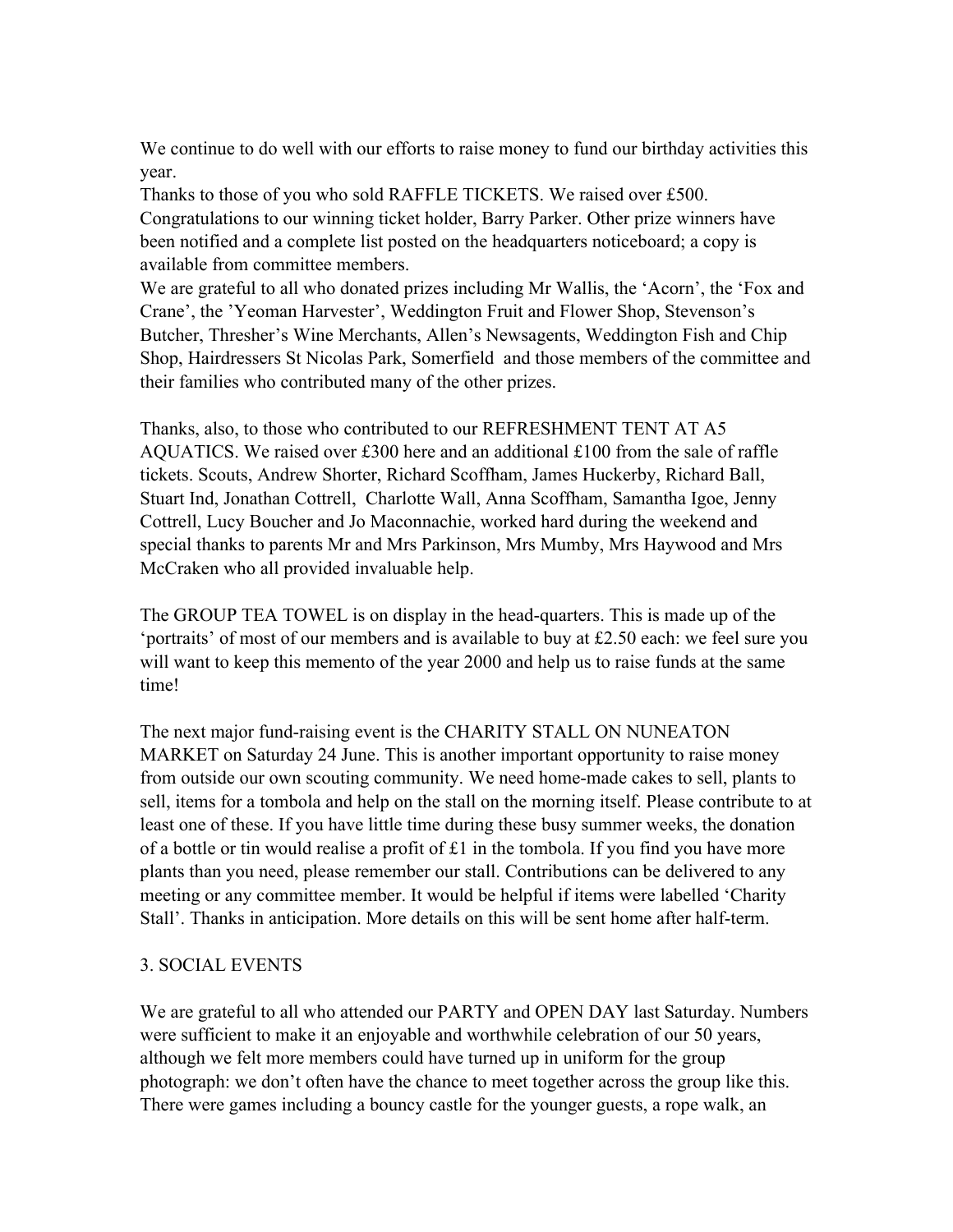We continue to do well with our efforts to raise money to fund our birthday activities this year.

Thanks to those of you who sold RAFFLE TICKETS. We raised over £500. Congratulations to our winning ticket holder, Barry Parker. Other prize winners have been notified and a complete list posted on the headquarters noticeboard; a copy is available from committee members.

We are grateful to all who donated prizes including Mr Wallis, the 'Acorn', the 'Fox and Crane', the 'Yeoman Harvester', Weddington Fruit and Flower Shop, Stevenson's Butcher, Thresher's Wine Merchants, Allen's Newsagents, Weddington Fish and Chip Shop, Hairdressers St Nicolas Park, Somerfield and those members of the committee and their families who contributed many of the other prizes.

Thanks, also, to those who contributed to our REFRESHMENT TENT AT A5 AQUATICS. We raised over £300 here and an additional £100 from the sale of raffle tickets. Scouts, Andrew Shorter, Richard Scoffham, James Huckerby, Richard Ball, Stuart Ind, Jonathan Cottrell, Charlotte Wall, Anna Scoffham, Samantha Igoe, Jenny Cottrell, Lucy Boucher and Jo Maconnachie, worked hard during the weekend and special thanks to parents Mr and Mrs Parkinson, Mrs Mumby, Mrs Haywood and Mrs McCraken who all provided invaluable help.

The GROUP TEA TOWEL is on display in the head-quarters. This is made up of the 'portraits' of most of our members and is available to buy at £2.50 each: we feel sure you will want to keep this memento of the year 2000 and help us to raise funds at the same time!

The next major fund-raising event is the CHARITY STALL ON NUNEATON MARKET on Saturday 24 June. This is another important opportunity to raise money from outside our own scouting community. We need home-made cakes to sell, plants to sell, items for a tombola and help on the stall on the morning itself. Please contribute to at least one of these. If you have little time during these busy summer weeks, the donation of a bottle or tin would realise a profit of £1 in the tombola. If you find you have more plants than you need, please remember our stall. Contributions can be delivered to any meeting or any committee member. It would be helpful if items were labelled 'Charity Stall'. Thanks in anticipation. More details on this will be sent home after half-term.

## 3. SOCIAL EVENTS

We are grateful to all who attended our PARTY and OPEN DAY last Saturday. Numbers were sufficient to make it an enjoyable and worthwhile celebration of our 50 years, although we felt more members could have turned up in uniform for the group photograph: we don't often have the chance to meet together across the group like this. There were games including a bouncy castle for the younger guests, a rope walk, an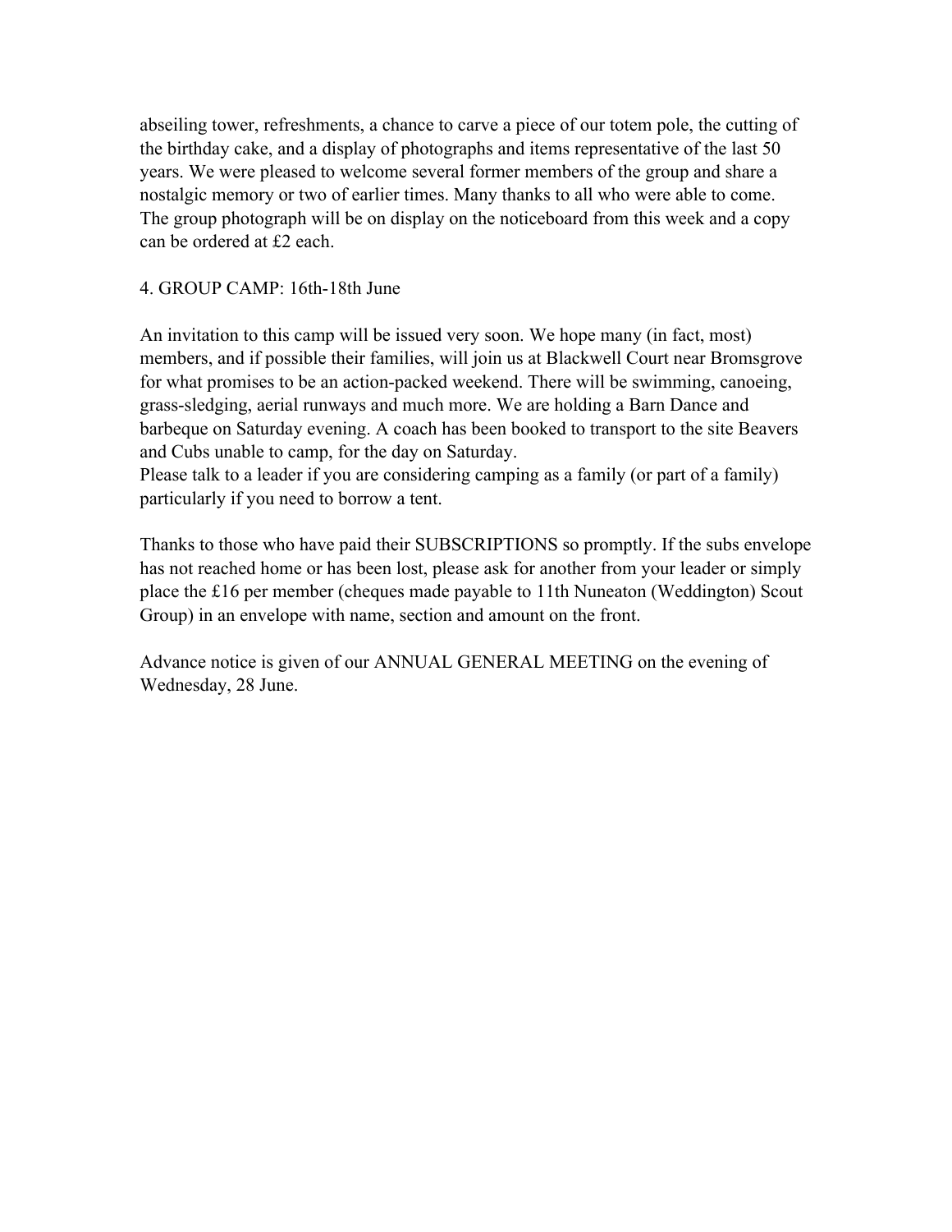abseiling tower, refreshments, a chance to carve a piece of our totem pole, the cutting of the birthday cake, and a display of photographs and items representative of the last 50 years. We were pleased to welcome several former members of the group and share a nostalgic memory or two of earlier times. Many thanks to all who were able to come. The group photograph will be on display on the noticeboard from this week and a copy can be ordered at £2 each.

4. GROUP CAMP: 16th-18th June

An invitation to this camp will be issued very soon. We hope many (in fact, most) members, and if possible their families, will join us at Blackwell Court near Bromsgrove for what promises to be an action-packed weekend. There will be swimming, canoeing, grass-sledging, aerial runways and much more. We are holding a Barn Dance and barbeque on Saturday evening. A coach has been booked to transport to the site Beavers and Cubs unable to camp, for the day on Saturday.
Please talk to a leader if you are considering camping as a family (or part of a family) particularly if you need to borrow a tent.

Thanks to those who have paid their SUBSCRIPTIONS so promptly. If the subs envelope has not reached home or has been lost, please ask for another from your leader or simply place the £16 per member (cheques made payable to 11th Nuneaton (Weddington) Scout Group) in an envelope with name, section and amount on the front.

Advance notice is given of our ANNUAL GENERAL MEETING on the evening of Wednesday, 28 June.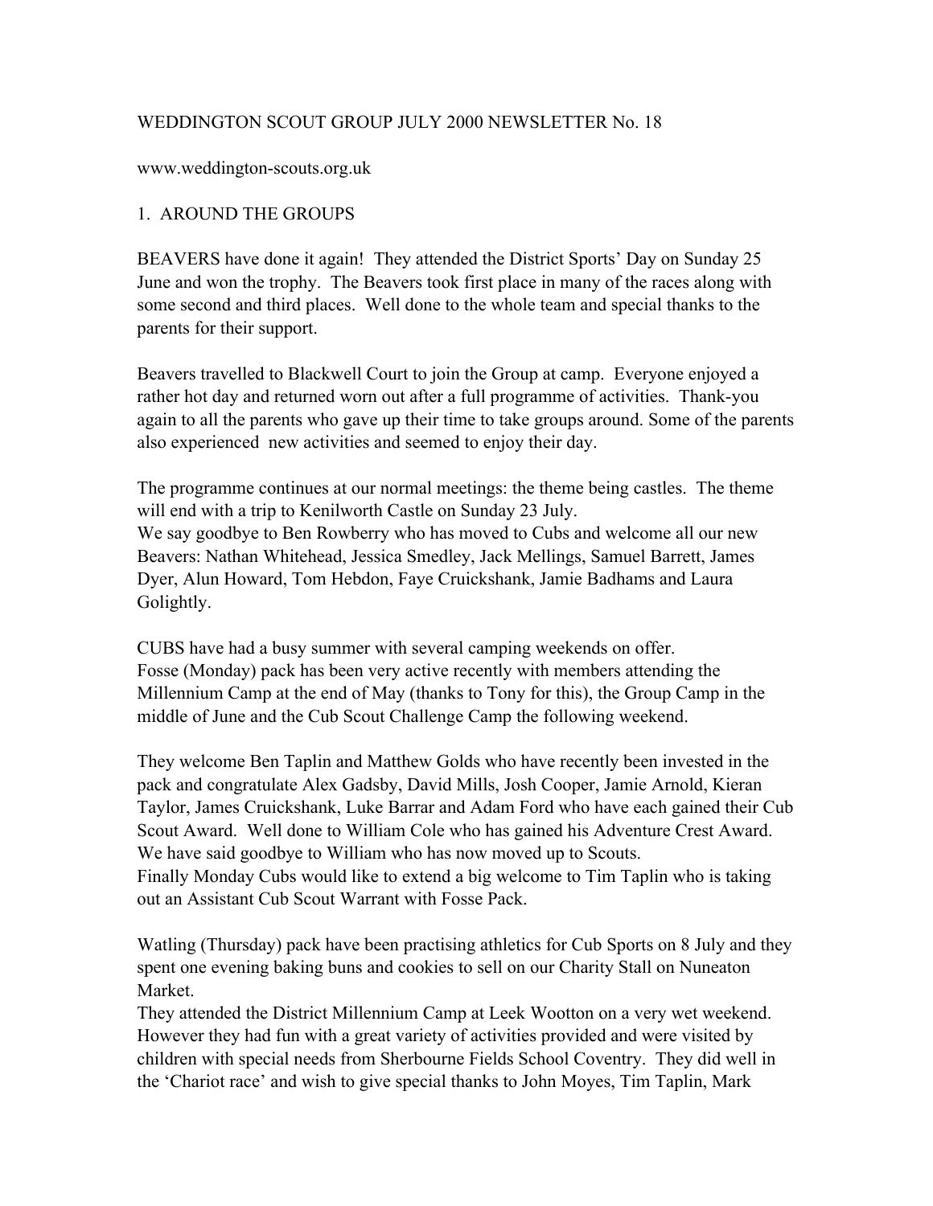WEDDINGTON SCOUT GROUP JULY 2000 NEWSLETTER No. 18

www.weddington-scouts.org.uk

## 1. AROUND THE GROUPS

BEAVERS have done it again! They attended the District Sports' Day on Sunday 25 June and won the trophy. The Beavers took first place in many of the races along with some second and third places. Well done to the whole team and special thanks to the parents for their support.

Beavers travelled to Blackwell Court to join the Group at camp. Everyone enjoyed a rather hot day and returned worn out after a full programme of activities. Thank-you again to all the parents who gave up their time to take groups around. Some of the parents also experienced new activities and seemed to enjoy their day.

The programme continues at our normal meetings: the theme being castles. The theme will end with a trip to Kenilworth Castle on Sunday 23 July.
We say goodbye to Ben Rowberry who has moved to Cubs and welcome all our new Beavers: Nathan Whitehead, Jessica Smedley, Jack Mellings, Samuel Barrett, James Dyer, Alun Howard, Tom Hebdon, Faye Cruickshank, Jamie Badhams and Laura Golightly.

CUBS have had a busy summer with several camping weekends on offer.
Fosse (Monday) pack has been very active recently with members attending the Millennium Camp at the end of May (thanks to Tony for this), the Group Camp in the middle of June and the Cub Scout Challenge Camp the following weekend.

They welcome Ben Taplin and Matthew Golds who have recently been invested in the pack and congratulate Alex Gadsby, David Mills, Josh Cooper, Jamie Arnold, Kieran Taylor, James Cruickshank, Luke Barrar and Adam Ford who have each gained their Cub Scout Award. Well done to William Cole who has gained his Adventure Crest Award. We have said goodbye to William who has now moved up to Scouts.
Finally Monday Cubs would like to extend a big welcome to Tim Taplin who is taking out an Assistant Cub Scout Warrant with Fosse Pack.

Watling (Thursday) pack have been practising athletics for Cub Sports on 8 July and they spent one evening baking buns and cookies to sell on our Charity Stall on Nuneaton Market.
They attended the District Millennium Camp at Leek Wootton on a very wet weekend. However they had fun with a great variety of activities provided and were visited by children with special needs from Sherbourne Fields School Coventry. They did well in the 'Chariot race' and wish to give special thanks to John Moyes, Tim Taplin, Mark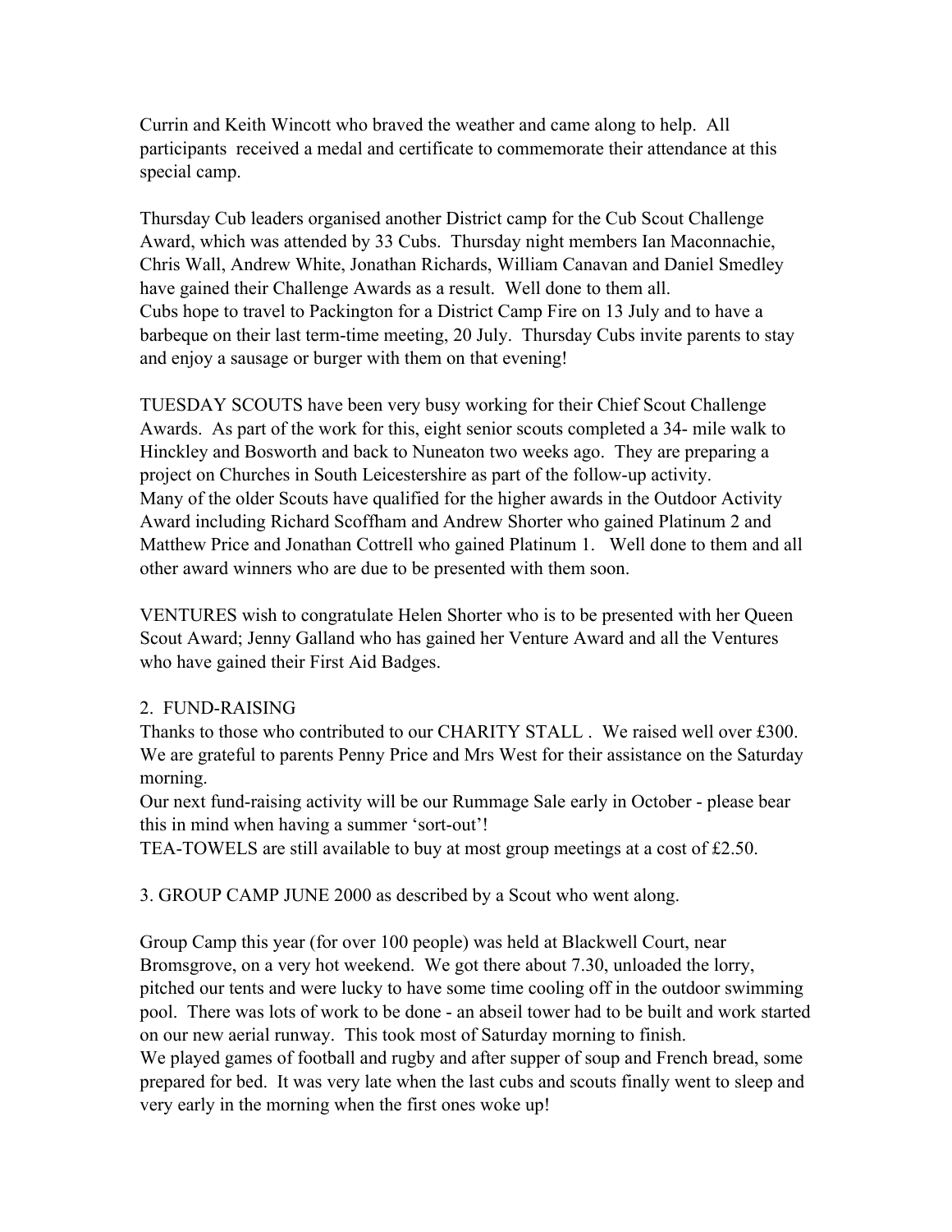Currin and Keith Wincott who braved the weather and came along to help. All participants received a medal and certificate to commemorate their attendance at this special camp.

Thursday Cub leaders organised another District camp for the Cub Scout Challenge Award, which was attended by 33 Cubs. Thursday night members Ian Maconnachie, Chris Wall, Andrew White, Jonathan Richards, William Canavan and Daniel Smedley have gained their Challenge Awards as a result. Well done to them all.
Cubs hope to travel to Packington for a District Camp Fire on 13 July and to have a barbeque on their last term-time meeting, 20 July. Thursday Cubs invite parents to stay and enjoy a sausage or burger with them on that evening!

TUESDAY SCOUTS have been very busy working for their Chief Scout Challenge Awards. As part of the work for this, eight senior scouts completed a 34- mile walk to Hinckley and Bosworth and back to Nuneaton two weeks ago. They are preparing a project on Churches in South Leicestershire as part of the follow-up activity.
Many of the older Scouts have qualified for the higher awards in the Outdoor Activity Award including Richard Scoffham and Andrew Shorter who gained Platinum 2 and Matthew Price and Jonathan Cottrell who gained Platinum 1. Well done to them and all other award winners who are due to be presented with them soon.

VENTURES wish to congratulate Helen Shorter who is to be presented with her Queen Scout Award; Jenny Galland who has gained her Venture Award and all the Ventures who have gained their First Aid Badges.

2. FUND-RAISING

Thanks to those who contributed to our CHARITY STALL . We raised well over £300. We are grateful to parents Penny Price and Mrs West for their assistance on the Saturday morning.
Our next fund-raising activity will be our Rummage Sale early in October - please bear this in mind when having a summer 'sort-out'!
TEA-TOWELS are still available to buy at most group meetings at a cost of £2.50.

3. GROUP CAMP JUNE 2000 as described by a Scout who went along.

Group Camp this year (for over 100 people) was held at Blackwell Court, near Bromsgrove, on a very hot weekend. We got there about 7.30, unloaded the lorry, pitched our tents and were lucky to have some time cooling off in the outdoor swimming pool. There was lots of work to be done - an abseil tower had to be built and work started on our new aerial runway. This took most of Saturday morning to finish.
We played games of football and rugby and after supper of soup and French bread, some prepared for bed. It was very late when the last cubs and scouts finally went to sleep and very early in the morning when the first ones woke up!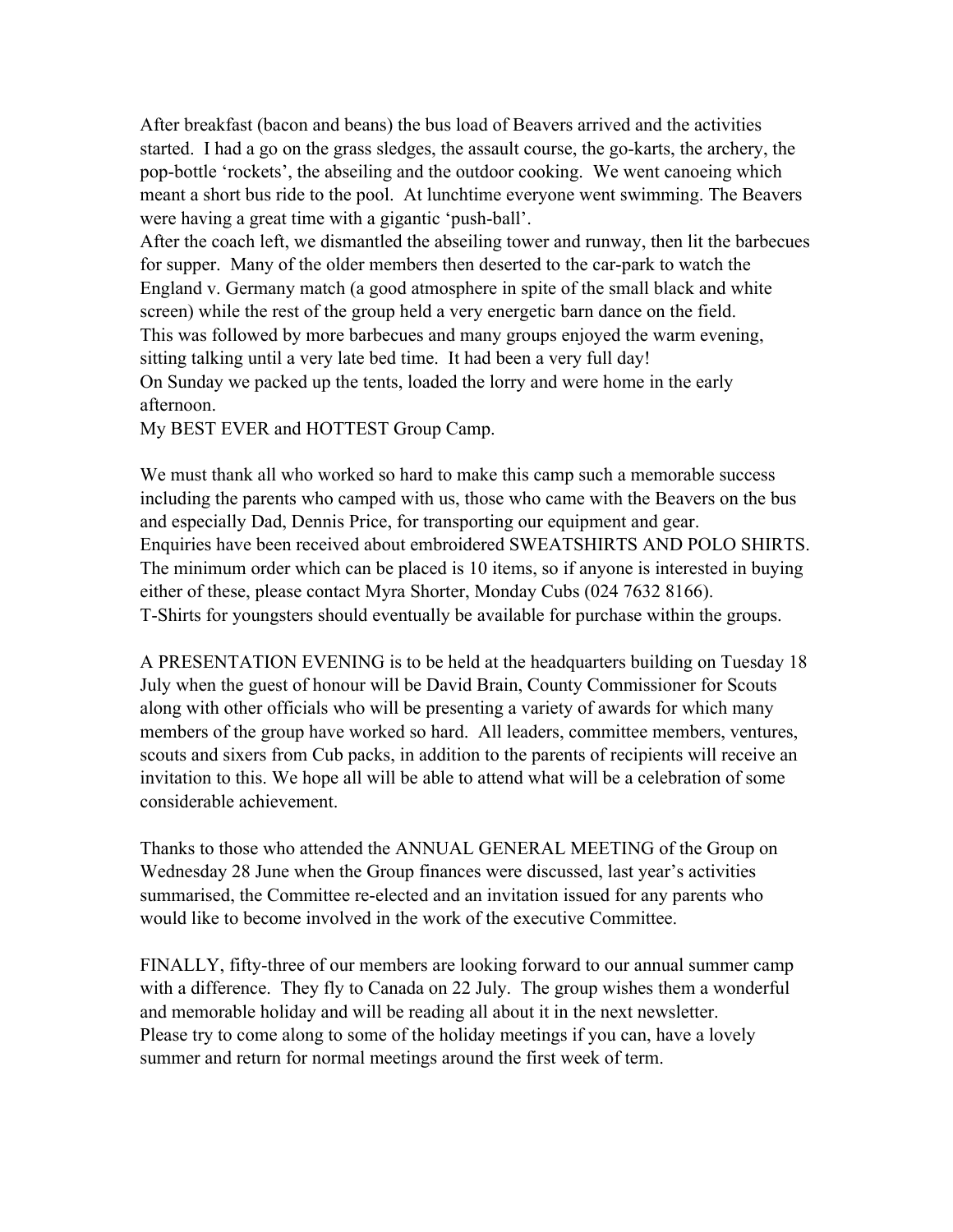After breakfast (bacon and beans) the bus load of Beavers arrived and the activities started. I had a go on the grass sledges, the assault course, the go-karts, the archery, the pop-bottle 'rockets', the abseiling and the outdoor cooking. We went canoeing which meant a short bus ride to the pool. At lunchtime everyone went swimming. The Beavers were having a great time with a gigantic 'push-ball'.

After the coach left, we dismantled the abseiling tower and runway, then lit the barbecues for supper. Many of the older members then deserted to the car-park to watch the England v. Germany match (a good atmosphere in spite of the small black and white screen) while the rest of the group held a very energetic barn dance on the field.

This was followed by more barbecues and many groups enjoyed the warm evening, sitting talking until a very late bed time. It had been a very full day!

On Sunday we packed up the tents, loaded the lorry and were home in the early afternoon.

My BEST EVER and HOTTEST Group Camp.

We must thank all who worked so hard to make this camp such a memorable success including the parents who camped with us, those who came with the Beavers on the bus and especially Dad, Dennis Price, for transporting our equipment and gear.

Enquiries have been received about embroidered SWEATSHIRTS AND POLO SHIRTS. The minimum order which can be placed is 10 items, so if anyone is interested in buying either of these, please contact Myra Shorter, Monday Cubs (024 7632 8166).

T-Shirts for youngsters should eventually be available for purchase within the groups.

A PRESENTATION EVENING is to be held at the headquarters building on Tuesday 18 July when the guest of honour will be David Brain, County Commissioner for Scouts along with other officials who will be presenting a variety of awards for which many members of the group have worked so hard. All leaders, committee members, ventures, scouts and sixers from Cub packs, in addition to the parents of recipients will receive an invitation to this. We hope all will be able to attend what will be a celebration of some considerable achievement.

Thanks to those who attended the ANNUAL GENERAL MEETING of the Group on Wednesday 28 June when the Group finances were discussed, last year's activities summarised, the Committee re-elected and an invitation issued for any parents who would like to become involved in the work of the executive Committee.

FINALLY, fifty-three of our members are looking forward to our annual summer camp with a difference. They fly to Canada on 22 July. The group wishes them a wonderful and memorable holiday and will be reading all about it in the next newsletter.

Please try to come along to some of the holiday meetings if you can, have a lovely summer and return for normal meetings around the first week of term.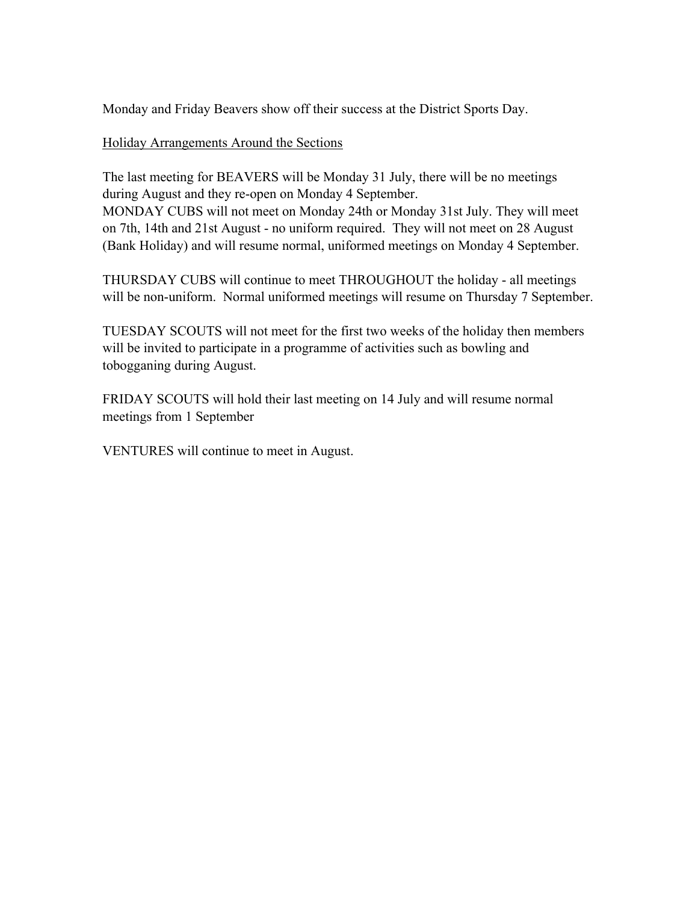Monday and Friday Beavers show off their success at the District Sports Day.

<u>Holiday Arrangements Around the Sections</u>

The last meeting for BEAVERS will be Monday 31 July, there will be no meetings during August and they re-open on Monday 4 September.
MONDAY CUBS will not meet on Monday 24th or Monday 31st July. They will meet on 7th, 14th and 21st August - no uniform required. They will not meet on 28 August (Bank Holiday) and will resume normal, uniformed meetings on Monday 4 September.

THURSDAY CUBS will continue to meet THROUGHOUT the holiday - all meetings will be non-uniform. Normal uniformed meetings will resume on Thursday 7 September.

TUESDAY SCOUTS will not meet for the first two weeks of the holiday then members will be invited to participate in a programme of activities such as bowling and tobogganing during August.

FRIDAY SCOUTS will hold their last meeting on 14 July and will resume normal meetings from 1 September

VENTURES will continue to meet in August.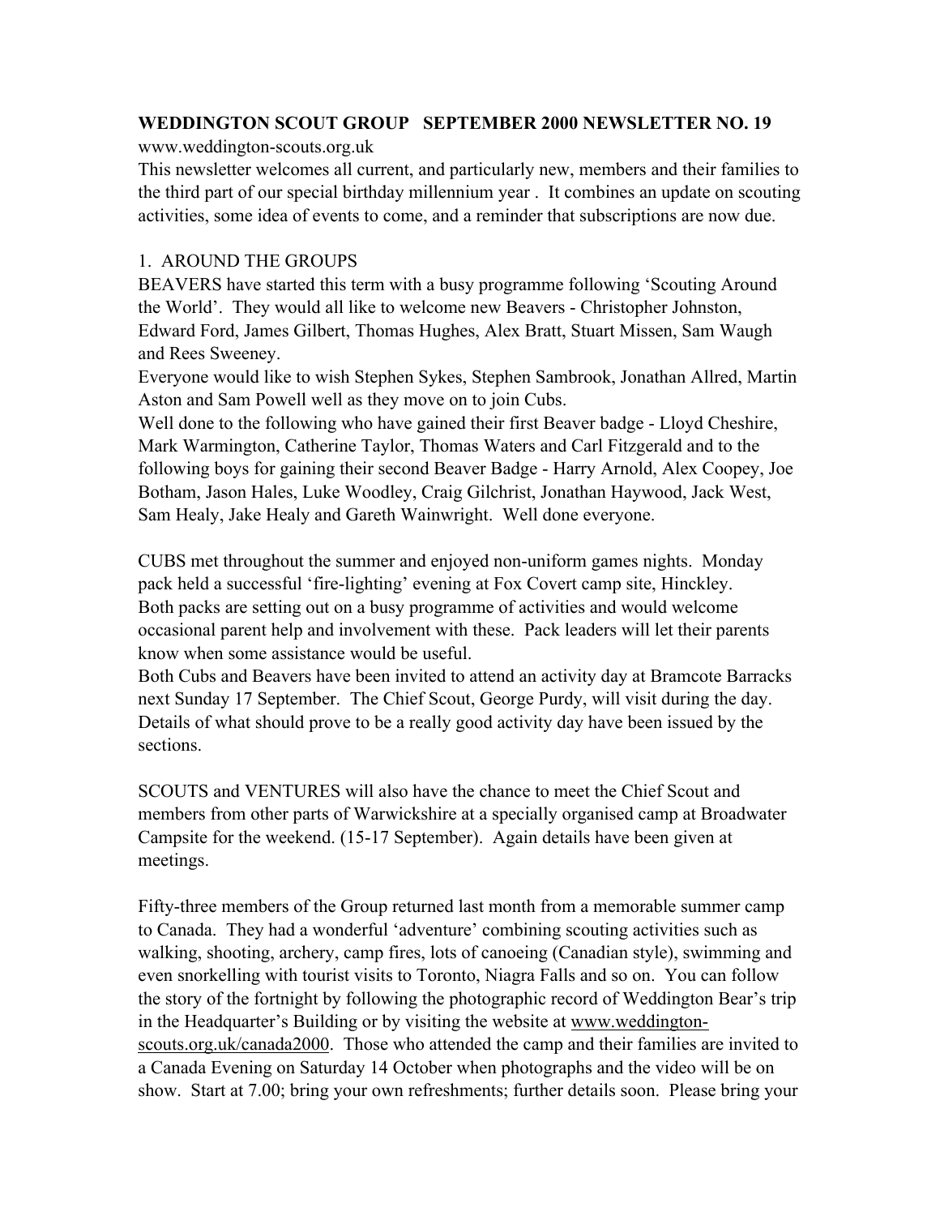**WEDDINGTON SCOUT GROUP SEPTEMBER 2000 NEWSLETTER NO. 19**

www.weddington-scouts.org.uk

This newsletter welcomes all current, and particularly new, members and their families to the third part of our special birthday millennium year . It combines an update on scouting activities, some idea of events to come, and a reminder that subscriptions are now due.

1. AROUND THE GROUPS

BEAVERS have started this term with a busy programme following 'Scouting Around the World'. They would all like to welcome new Beavers - Christopher Johnston, Edward Ford, James Gilbert, Thomas Hughes, Alex Bratt, Stuart Missen, Sam Waugh and Rees Sweeney.

Everyone would like to wish Stephen Sykes, Stephen Sambrook, Jonathan Allred, Martin Aston and Sam Powell well as they move on to join Cubs.

Well done to the following who have gained their first Beaver badge - Lloyd Cheshire, Mark Warmington, Catherine Taylor, Thomas Waters and Carl Fitzgerald and to the following boys for gaining their second Beaver Badge - Harry Arnold, Alex Coopey, Joe Botham, Jason Hales, Luke Woodley, Craig Gilchrist, Jonathan Haywood, Jack West, Sam Healy, Jake Healy and Gareth Wainwright. Well done everyone.

CUBS met throughout the summer and enjoyed non-uniform games nights. Monday pack held a successful 'fire-lighting' evening at Fox Covert camp site, Hinckley.

Both packs are setting out on a busy programme of activities and would welcome occasional parent help and involvement with these. Pack leaders will let their parents know when some assistance would be useful.

Both Cubs and Beavers have been invited to attend an activity day at Bramcote Barracks next Sunday 17 September. The Chief Scout, George Purdy, will visit during the day. Details of what should prove to be a really good activity day have been issued by the sections.

SCOUTS and VENTURES will also have the chance to meet the Chief Scout and members from other parts of Warwickshire at a specially organised camp at Broadwater Campsite for the weekend. (15-17 September). Again details have been given at meetings.

Fifty-three members of the Group returned last month from a memorable summer camp to Canada. They had a wonderful 'adventure' combining scouting activities such as walking, shooting, archery, camp fires, lots of canoeing (Canadian style), swimming and even snorkelling with tourist visits to Toronto, Niagra Falls and so on. You can follow the story of the fortnight by following the photographic record of Weddington Bear's trip in the Headquarter's Building or by visiting the website at www.weddington-scouts.org.uk/canada2000. Those who attended the camp and their families are invited to a Canada Evening on Saturday 14 October when photographs and the video will be on show. Start at 7.00; bring your own refreshments; further details soon. Please bring your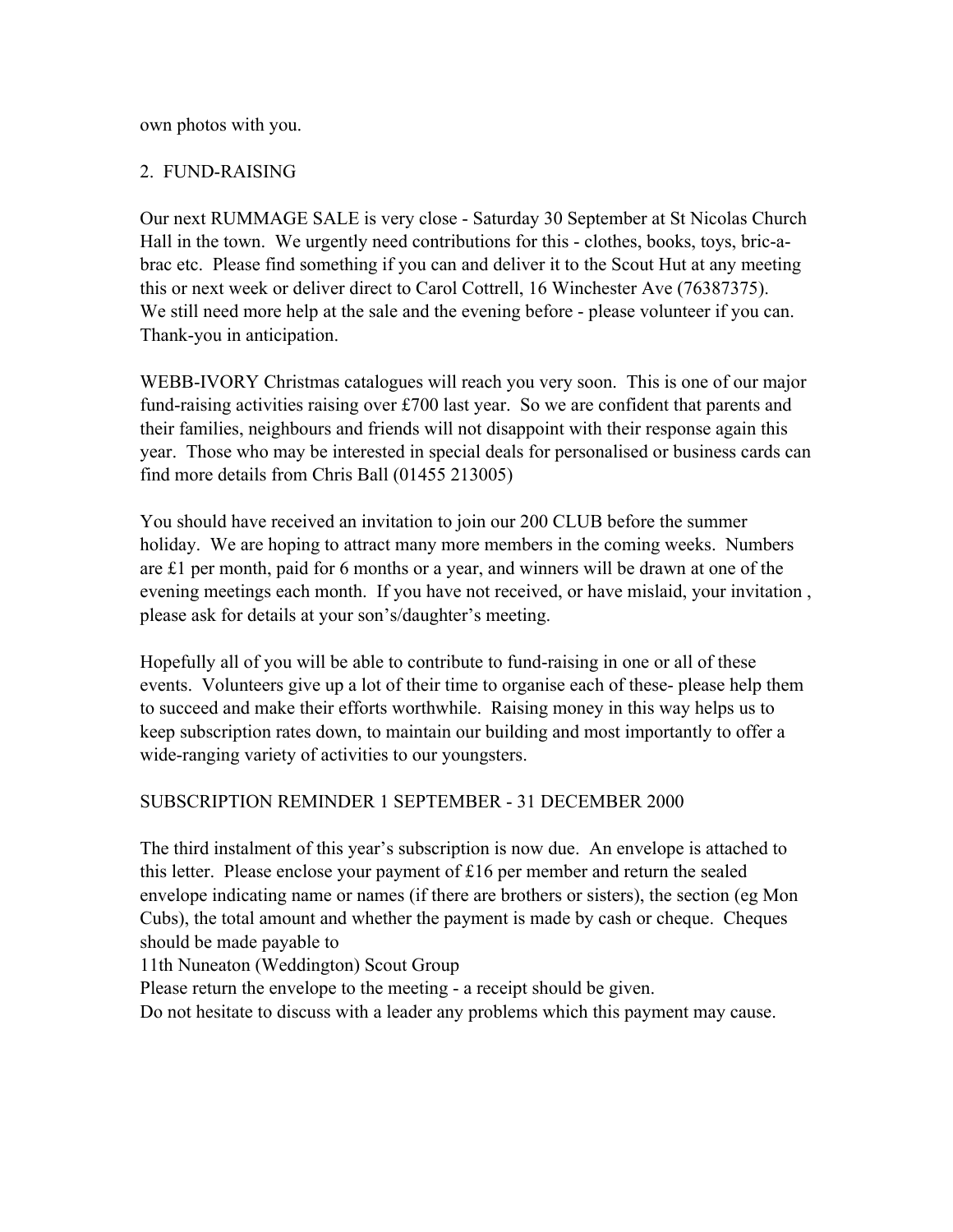own photos with you.

## 2. FUND-RAISING

Our next RUMMAGE SALE is very close - Saturday 30 September at St Nicolas Church Hall in the town. We urgently need contributions for this - clothes, books, toys, bric-a-brac etc. Please find something if you can and deliver it to the Scout Hut at any meeting this or next week or deliver direct to Carol Cottrell, 16 Winchester Ave (76387375). We still need more help at the sale and the evening before - please volunteer if you can. Thank-you in anticipation.

WEBB-IVORY Christmas catalogues will reach you very soon. This is one of our major fund-raising activities raising over £700 last year. So we are confident that parents and their families, neighbours and friends will not disappoint with their response again this year. Those who may be interested in special deals for personalised or business cards can find more details from Chris Ball (01455 213005)

You should have received an invitation to join our 200 CLUB before the summer holiday. We are hoping to attract many more members in the coming weeks. Numbers are £1 per month, paid for 6 months or a year, and winners will be drawn at one of the evening meetings each month. If you have not received, or have mislaid, your invitation , please ask for details at your son's/daughter's meeting.

Hopefully all of you will be able to contribute to fund-raising in one or all of these events. Volunteers give up a lot of their time to organise each of these- please help them to succeed and make their efforts worthwhile. Raising money in this way helps us to keep subscription rates down, to maintain our building and most importantly to offer a wide-ranging variety of activities to our youngsters.

## SUBSCRIPTION REMINDER 1 SEPTEMBER - 31 DECEMBER 2000

The third instalment of this year's subscription is now due. An envelope is attached to this letter. Please enclose your payment of £16 per member and return the sealed envelope indicating name or names (if there are brothers or sisters), the section (eg Mon Cubs), the total amount and whether the payment is made by cash or cheque. Cheques should be made payable to
11th Nuneaton (Weddington) Scout Group
Please return the envelope to the meeting - a receipt should be given.
Do not hesitate to discuss with a leader any problems which this payment may cause.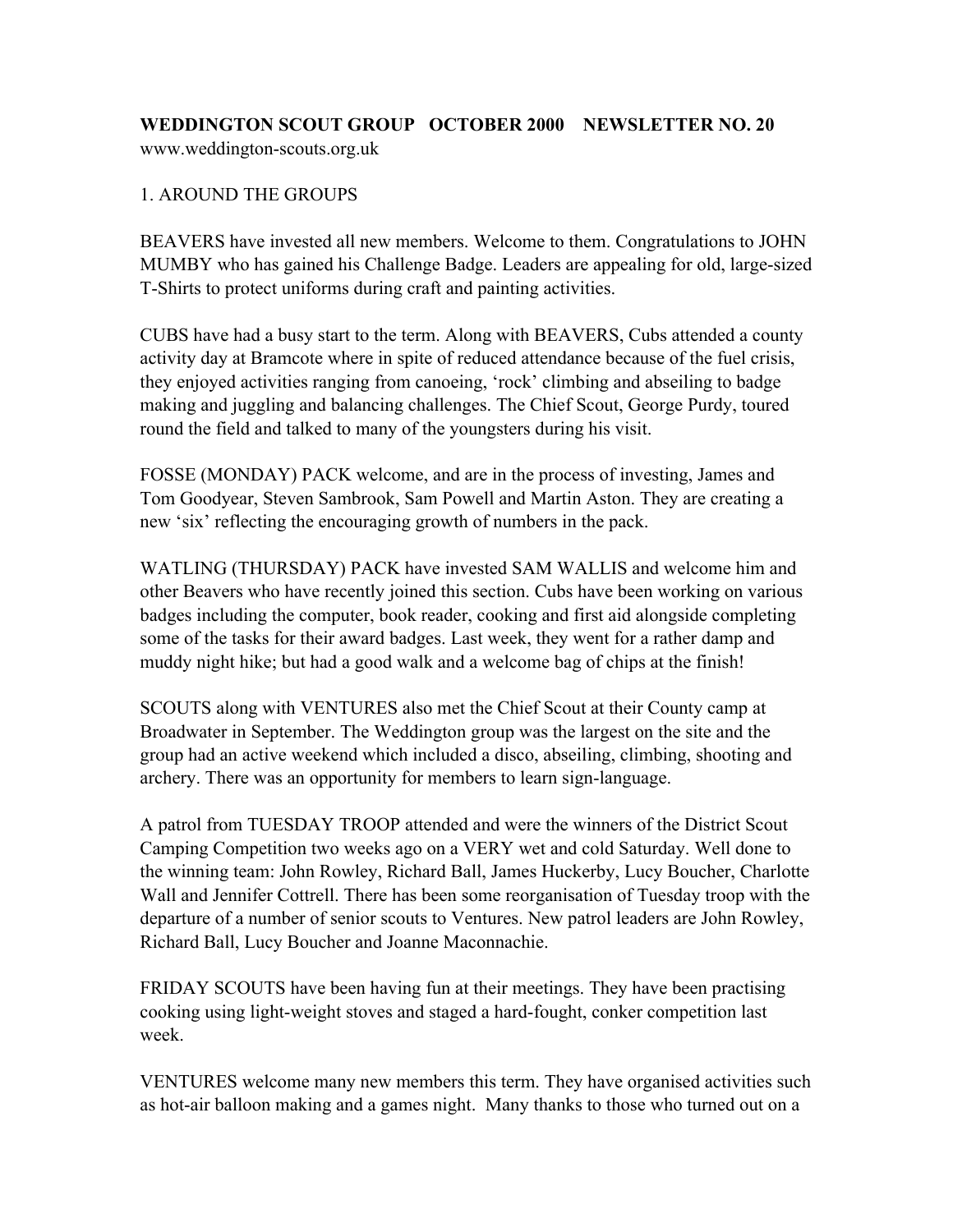**WEDDINGTON SCOUT GROUP OCTOBER 2000 NEWSLETTER NO. 20**
www.weddington-scouts.org.uk

1. AROUND THE GROUPS

BEAVERS have invested all new members. Welcome to them. Congratulations to JOHN MUMBY who has gained his Challenge Badge. Leaders are appealing for old, large-sized T-Shirts to protect uniforms during craft and painting activities.

CUBS have had a busy start to the term. Along with BEAVERS, Cubs attended a county activity day at Bramcote where in spite of reduced attendance because of the fuel crisis, they enjoyed activities ranging from canoeing, 'rock' climbing and abseiling to badge making and juggling and balancing challenges. The Chief Scout, George Purdy, toured round the field and talked to many of the youngsters during his visit.

FOSSE (MONDAY) PACK welcome, and are in the process of investing, James and Tom Goodyear, Steven Sambrook, Sam Powell and Martin Aston. They are creating a new 'six' reflecting the encouraging growth of numbers in the pack.

WATLING (THURSDAY) PACK have invested SAM WALLIS and welcome him and other Beavers who have recently joined this section. Cubs have been working on various badges including the computer, book reader, cooking and first aid alongside completing some of the tasks for their award badges. Last week, they went for a rather damp and muddy night hike; but had a good walk and a welcome bag of chips at the finish!

SCOUTS along with VENTURES also met the Chief Scout at their County camp at Broadwater in September. The Weddington group was the largest on the site and the group had an active weekend which included a disco, abseiling, climbing, shooting and archery. There was an opportunity for members to learn sign-language.

A patrol from TUESDAY TROOP attended and were the winners of the District Scout Camping Competition two weeks ago on a VERY wet and cold Saturday. Well done to the winning team: John Rowley, Richard Ball, James Huckerby, Lucy Boucher, Charlotte Wall and Jennifer Cottrell. There has been some reorganisation of Tuesday troop with the departure of a number of senior scouts to Ventures. New patrol leaders are John Rowley, Richard Ball, Lucy Boucher and Joanne Maconnachie.

FRIDAY SCOUTS have been having fun at their meetings. They have been practising cooking using light-weight stoves and staged a hard-fought, conker competition last week.

VENTURES welcome many new members this term. They have organised activities such as hot-air balloon making and a games night. Many thanks to those who turned out on a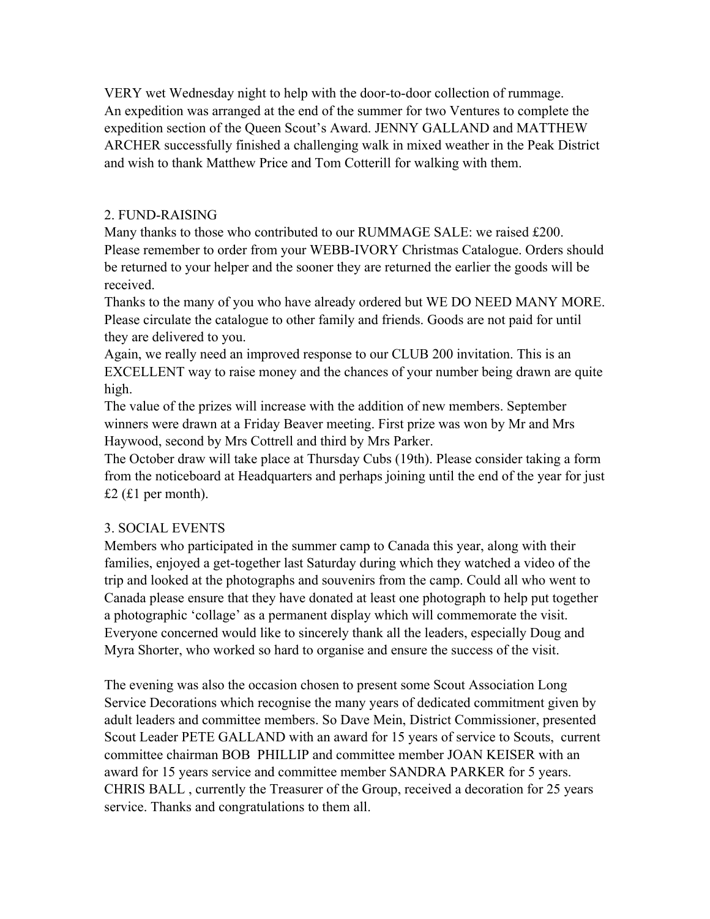VERY wet Wednesday night to help with the door-to-door collection of rummage.
An expedition was arranged at the end of the summer for two Ventures to complete the expedition section of the Queen Scout's Award. JENNY GALLAND and MATTHEW ARCHER successfully finished a challenging walk in mixed weather in the Peak District and wish to thank Matthew Price and Tom Cotterill for walking with them.

## 2. FUND-RAISING

Many thanks to those who contributed to our RUMMAGE SALE: we raised £200.
Please remember to order from your WEBB-IVORY Christmas Catalogue. Orders should be returned to your helper and the sooner they are returned the earlier the goods will be received.
Thanks to the many of you who have already ordered but WE DO NEED MANY MORE. Please circulate the catalogue to other family and friends. Goods are not paid for until they are delivered to you.
Again, we really need an improved response to our CLUB 200 invitation. This is an EXCELLENT way to raise money and the chances of your number being drawn are quite high.
The value of the prizes will increase with the addition of new members. September winners were drawn at a Friday Beaver meeting. First prize was won by Mr and Mrs Haywood, second by Mrs Cottrell and third by Mrs Parker.
The October draw will take place at Thursday Cubs (19th). Please consider taking a form from the noticeboard at Headquarters and perhaps joining until the end of the year for just £2 (£1 per month).

## 3. SOCIAL EVENTS

Members who participated in the summer camp to Canada this year, along with their families, enjoyed a get-together last Saturday during which they watched a video of the trip and looked at the photographs and souvenirs from the camp. Could all who went to Canada please ensure that they have donated at least one photograph to help put together a photographic 'collage' as a permanent display which will commemorate the visit. Everyone concerned would like to sincerely thank all the leaders, especially Doug and Myra Shorter, who worked so hard to organise and ensure the success of the visit.

The evening was also the occasion chosen to present some Scout Association Long Service Decorations which recognise the many years of dedicated commitment given by adult leaders and committee members. So Dave Mein, District Commissioner, presented Scout Leader PETE GALLAND with an award for 15 years of service to Scouts, current committee chairman BOB PHILLIP and committee member JOAN KEISER with an award for 15 years service and committee member SANDRA PARKER for 5 years. CHRIS BALL , currently the Treasurer of the Group, received a decoration for 25 years service. Thanks and congratulations to them all.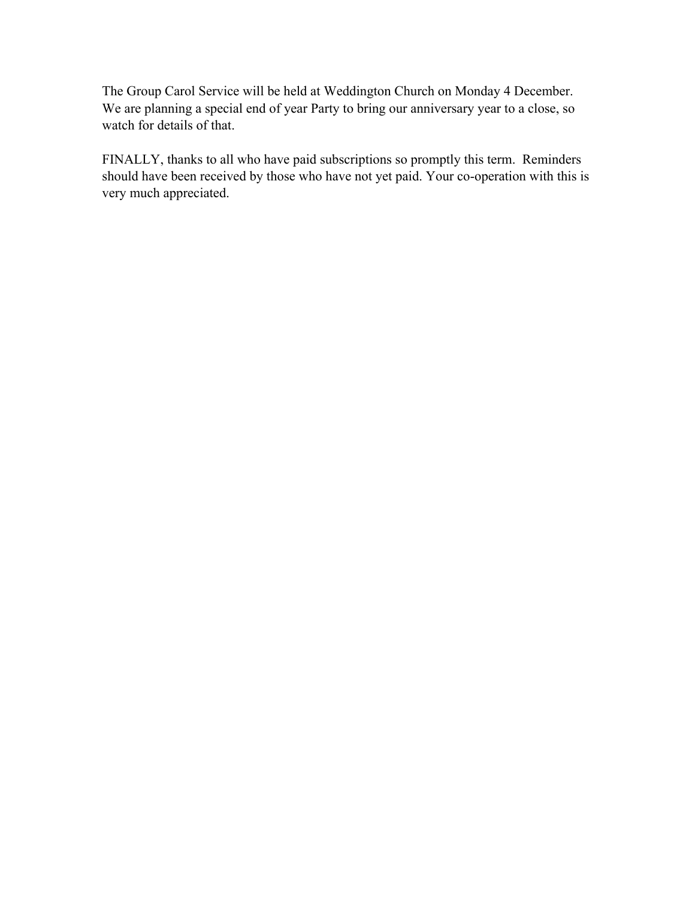The Group Carol Service will be held at Weddington Church on Monday 4 December. We are planning a special end of year Party to bring our anniversary year to a close, so watch for details of that.

FINALLY, thanks to all who have paid subscriptions so promptly this term. Reminders should have been received by those who have not yet paid. Your co-operation with this is very much appreciated.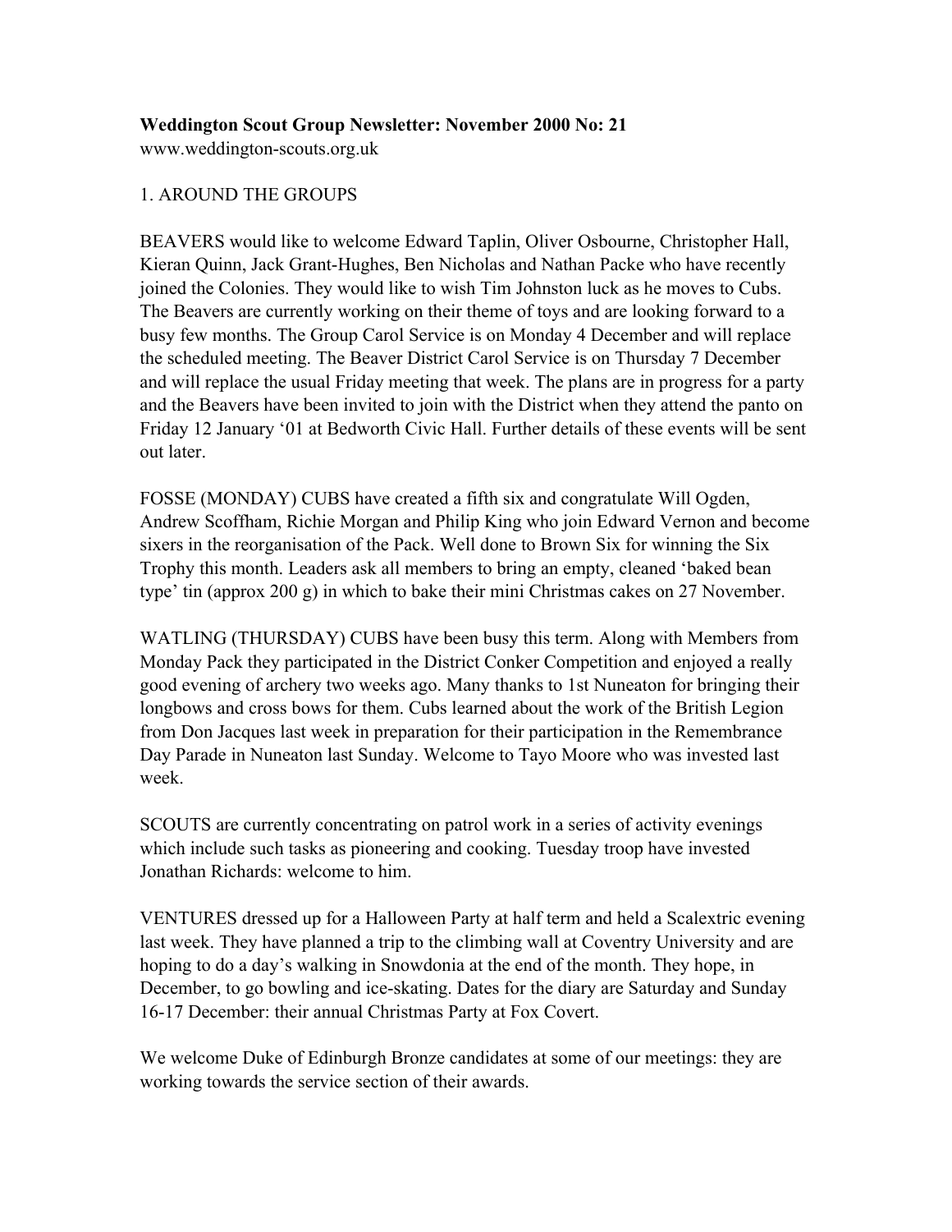**Weddington Scout Group Newsletter: November 2000 No: 21**

www.weddington-scouts.org.uk

1. AROUND THE GROUPS

BEAVERS would like to welcome Edward Taplin, Oliver Osbourne, Christopher Hall, Kieran Quinn, Jack Grant-Hughes, Ben Nicholas and Nathan Packe who have recently joined the Colonies. They would like to wish Tim Johnston luck as he moves to Cubs. The Beavers are currently working on their theme of toys and are looking forward to a busy few months. The Group Carol Service is on Monday 4 December and will replace the scheduled meeting. The Beaver District Carol Service is on Thursday 7 December and will replace the usual Friday meeting that week. The plans are in progress for a party and the Beavers have been invited to join with the District when they attend the panto on Friday 12 January '01 at Bedworth Civic Hall. Further details of these events will be sent out later.

FOSSE (MONDAY) CUBS have created a fifth six and congratulate Will Ogden, Andrew Scoffham, Richie Morgan and Philip King who join Edward Vernon and become sixers in the reorganisation of the Pack. Well done to Brown Six for winning the Six Trophy this month. Leaders ask all members to bring an empty, cleaned 'baked bean type' tin (approx 200 g) in which to bake their mini Christmas cakes on 27 November.

WATLING (THURSDAY) CUBS have been busy this term. Along with Members from Monday Pack they participated in the District Conker Competition and enjoyed a really good evening of archery two weeks ago. Many thanks to 1st Nuneaton for bringing their longbows and cross bows for them. Cubs learned about the work of the British Legion from Don Jacques last week in preparation for their participation in the Remembrance Day Parade in Nuneaton last Sunday. Welcome to Tayo Moore who was invested last week.

SCOUTS are currently concentrating on patrol work in a series of activity evenings which include such tasks as pioneering and cooking. Tuesday troop have invested Jonathan Richards: welcome to him.

VENTURES dressed up for a Halloween Party at half term and held a Scalextric evening last week. They have planned a trip to the climbing wall at Coventry University and are hoping to do a day's walking in Snowdonia at the end of the month. They hope, in December, to go bowling and ice-skating. Dates for the diary are Saturday and Sunday 16-17 December: their annual Christmas Party at Fox Covert.

We welcome Duke of Edinburgh Bronze candidates at some of our meetings: they are working towards the service section of their awards.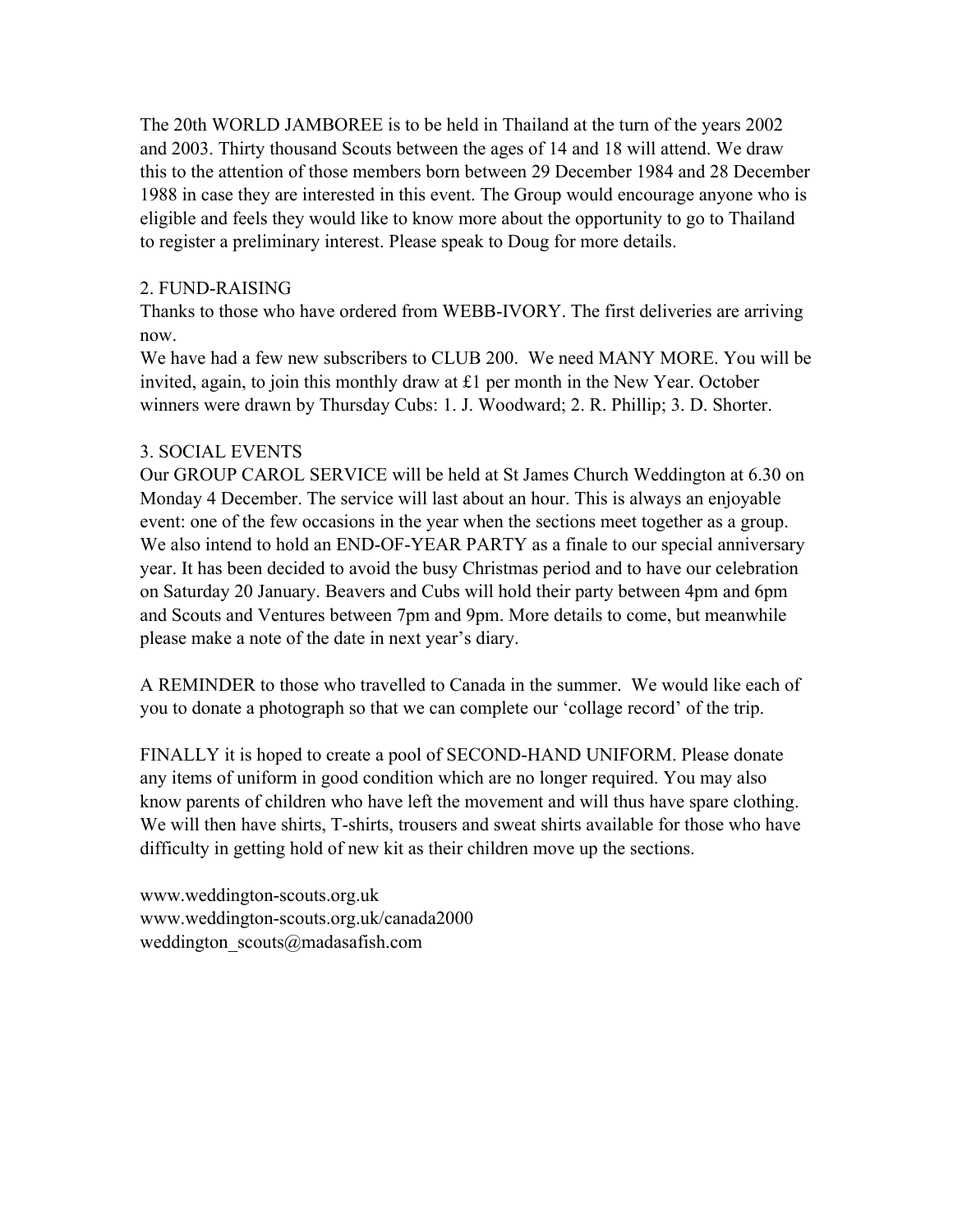The 20th WORLD JAMBOREE is to be held in Thailand at the turn of the years 2002 and 2003. Thirty thousand Scouts between the ages of 14 and 18 will attend. We draw this to the attention of those members born between 29 December 1984 and 28 December 1988 in case they are interested in this event. The Group would encourage anyone who is eligible and feels they would like to know more about the opportunity to go to Thailand to register a preliminary interest. Please speak to Doug for more details.

## 2. FUND-RAISING

Thanks to those who have ordered from WEBB-IVORY. The first deliveries are arriving now.

We have had a few new subscribers to CLUB 200. We need MANY MORE. You will be invited, again, to join this monthly draw at £1 per month in the New Year. October winners were drawn by Thursday Cubs: 1. J. Woodward; 2. R. Phillip; 3. D. Shorter.

## 3. SOCIAL EVENTS

Our GROUP CAROL SERVICE will be held at St James Church Weddington at 6.30 on Monday 4 December. The service will last about an hour. This is always an enjoyable event: one of the few occasions in the year when the sections meet together as a group. We also intend to hold an END-OF-YEAR PARTY as a finale to our special anniversary year. It has been decided to avoid the busy Christmas period and to have our celebration on Saturday 20 January. Beavers and Cubs will hold their party between 4pm and 6pm and Scouts and Ventures between 7pm and 9pm. More details to come, but meanwhile please make a note of the date in next year's diary.

A REMINDER to those who travelled to Canada in the summer. We would like each of you to donate a photograph so that we can complete our 'collage record' of the trip.

FINALLY it is hoped to create a pool of SECOND-HAND UNIFORM. Please donate any items of uniform in good condition which are no longer required. You may also know parents of children who have left the movement and will thus have spare clothing. We will then have shirts, T-shirts, trousers and sweat shirts available for those who have difficulty in getting hold of new kit as their children move up the sections.

www.weddington-scouts.org.uk
www.weddington-scouts.org.uk/canada2000
weddington_scouts@madasafish.com